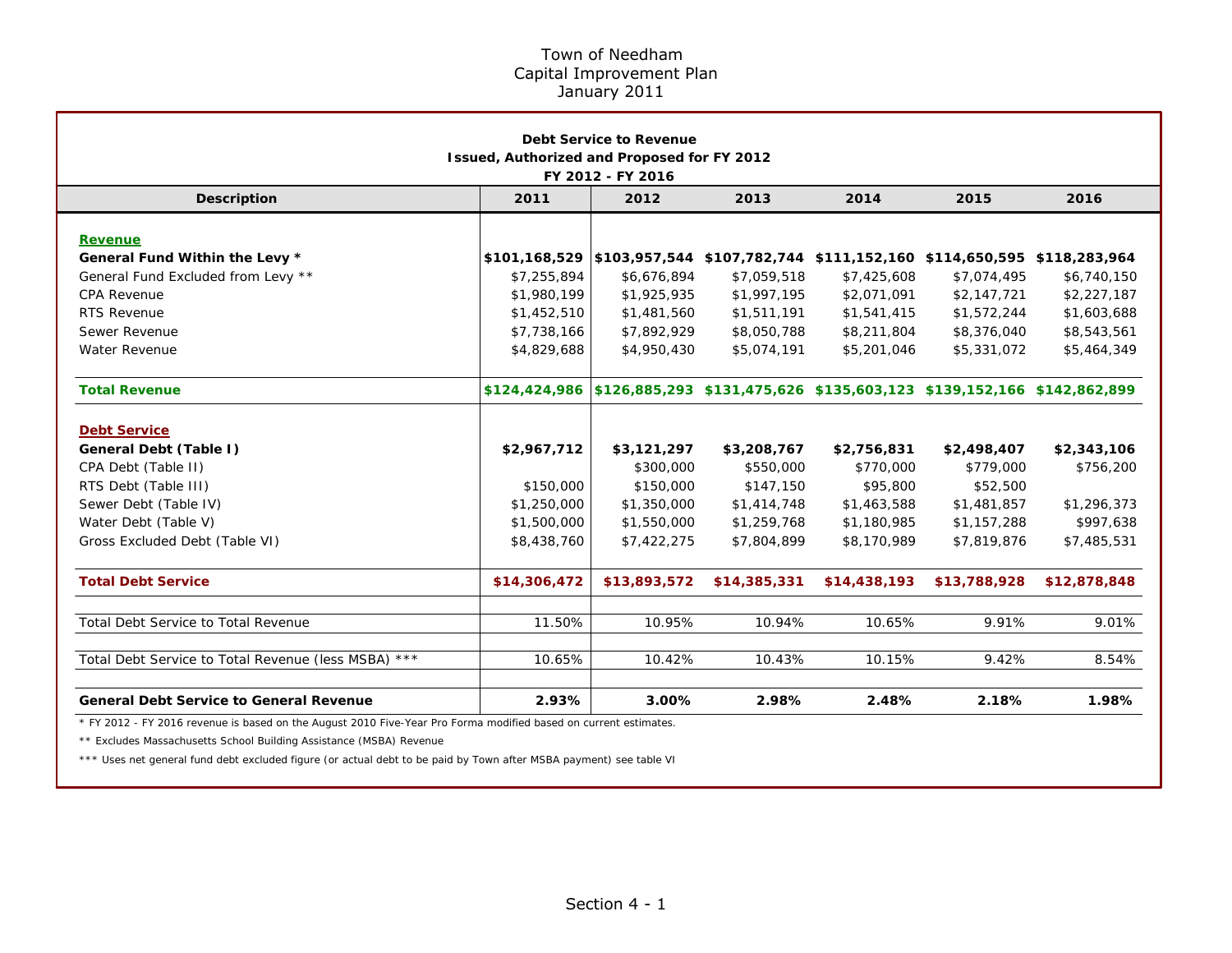# Town of Needham
## Capital Improvement Plan
### January 2011

**Debt Service to Revenue**
**Issued, Authorized and Proposed for FY 2012**
**FY 2012 - FY 2016**

| Description | 2011 | 2012 | 2013 | 2014 | 2015 | 2016 |
|---|---|---|---|---|---|---|
| **Revenue** | | | | | | |
| **General Fund Within the Levy *** | **$101,168,529** | **$103,957,544** | **$107,782,744** | **$111,152,160** | **$114,650,595** | **$118,283,964** |
| General Fund Excluded from Levy ** | $7,255,894 | $6,676,894 | $7,059,518 | $7,425,608 | $7,074,495 | $6,740,150 |
| CPA Revenue | $1,980,199 | $1,925,935 | $1,997,195 | $2,071,091 | $2,147,721 | $2,227,187 |
| RTS Revenue | $1,452,510 | $1,481,560 | $1,511,191 | $1,541,415 | $1,572,244 | $1,603,688 |
| Sewer Revenue | $7,738,166 | $7,892,929 | $8,050,788 | $8,211,804 | $8,376,040 | $8,543,561 |
| Water Revenue | $4,829,688 | $4,950,430 | $5,074,191 | $5,201,046 | $5,331,072 | $5,464,349 |
| **Total Revenue** | **$124,424,986** | **$126,885,293** | **$131,475,626** | **$135,603,123** | **$139,152,166** | **$142,862,899** |
| **Debt Service** | | | | | | |
| **General Debt (Table I)** | **$2,967,712** | **$3,121,297** | **$3,208,767** | **$2,756,831** | **$2,498,407** | **$2,343,106** |
| CPA Debt (Table II) | | $300,000 | $550,000 | $770,000 | $779,000 | $756,200 |
| RTS Debt (Table III) | $150,000 | $150,000 | $147,150 | $95,800 | $52,500 | |
| Sewer Debt (Table IV) | $1,250,000 | $1,350,000 | $1,414,748 | $1,463,588 | $1,481,857 | $1,296,373 |
| Water Debt (Table V) | $1,500,000 | $1,550,000 | $1,259,768 | $1,180,985 | $1,157,288 | $997,638 |
| Gross Excluded Debt (Table VI) | $8,438,760 | $7,422,275 | $7,804,899 | $8,170,989 | $7,819,876 | $7,485,531 |
| **Total Debt Service** | **$14,306,472** | **$13,893,572** | **$14,385,331** | **$14,438,193** | **$13,788,928** | **$12,878,848** |
| Total Debt Service to Total Revenue | 11.50% | 10.95% | 10.94% | 10.65% | 9.91% | 9.01% |
| Total Debt Service to Total Revenue (less MSBA) *** | 10.65% | 10.42% | 10.43% | 10.15% | 9.42% | 8.54% |
| **General Debt Service to General Revenue** | **2.93%** | **3.00%** | **2.98%** | **2.48%** | **2.18%** | **1.98%** |

* FY 2012 - FY 2016 revenue is based on the August 2010 Five-Year Pro Forma modified based on current estimates.

** Excludes Massachusetts School Building Assistance (MSBA) Revenue

*** Uses net general fund debt excluded figure (or actual debt to be paid by Town after MSBA payment) see table VI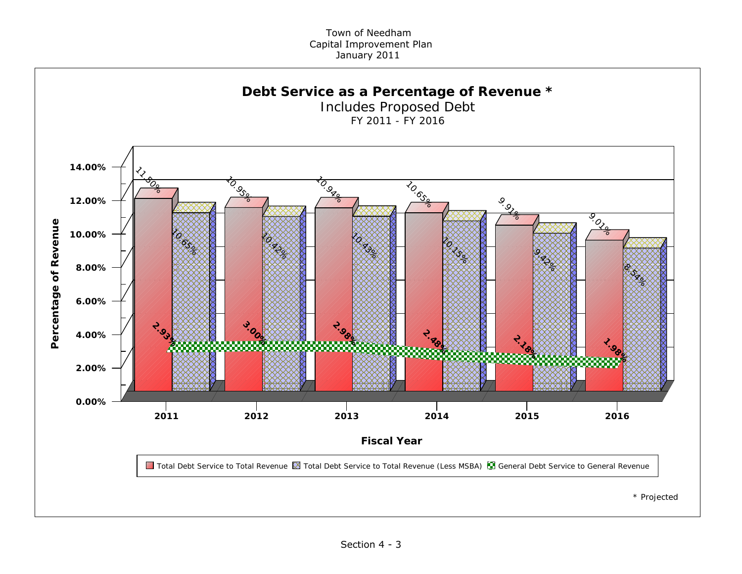Town of Needham
Capital Improvement Plan
January 2011

## Debt Service as a Percentage of Revenue *

Includes Proposed Debt

FY 2011 - FY 2016

| Fiscal Year | Total Debt Service to Total Revenue | Total Debt Service to Total Revenue (Less MSBA) | General Debt Service to General Revenue |
|---|---|---|---|
| 2011 | 11.50% | 10.65% | 2.93% |
| 2012 | 10.95% | 10.42% | 3.00% |
| 2013 | 10.94% | 10.43% | 2.98% |
| 2014 | 10.65% | 10.15% | 2.48% |
| 2015 | 9.91% | 9.42% | 2.18% |
| 2016 | 9.01% | 8.54% | 1.98% |

\* Projected

Section 4 - 3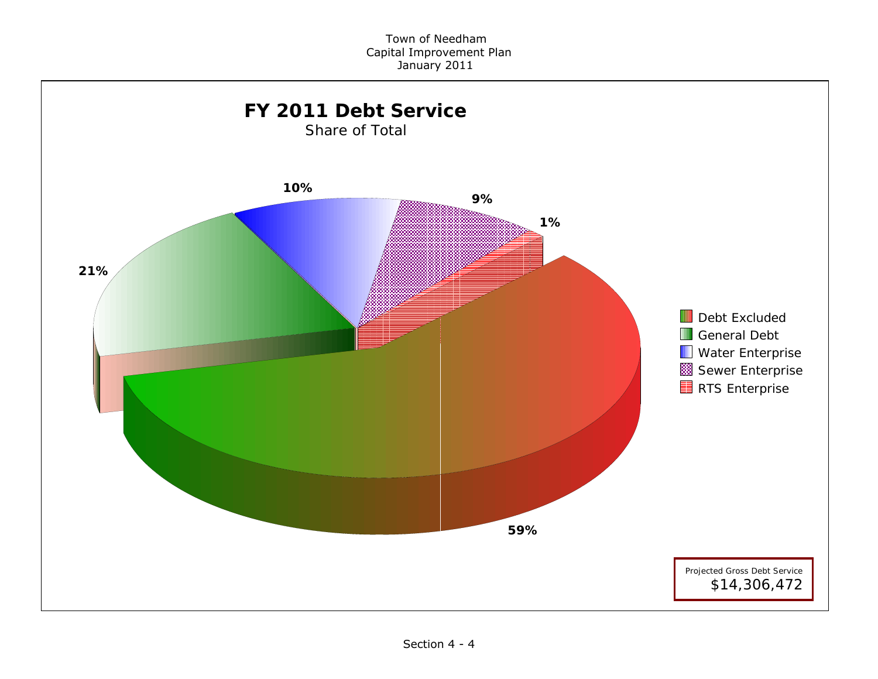Town of Needham
Capital Improvement Plan
January 2011

# FY 2011 Debt Service

Share of Total

| Category | Share |
|---|---|
| Debt Excluded | 59% |
| General Debt | 21% |
| Water Enterprise | 10% |
| Sewer Enterprise | 9% |
| RTS Enterprise | 1% |

Projected Gross Debt Service
$14,306,472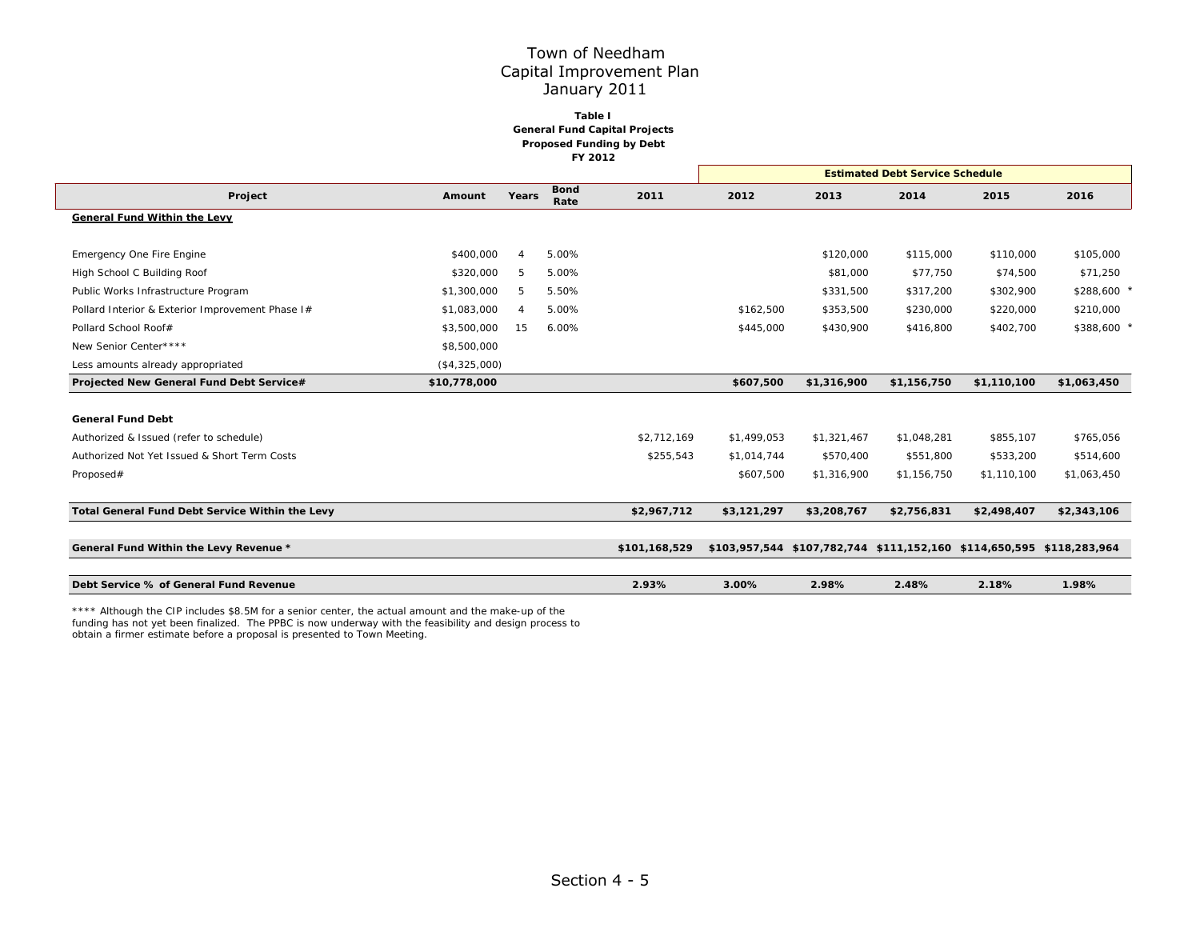# Town of Needham
## Capital Improvement Plan
### January 2011

**Table I**
**General Fund Capital Projects**
**Proposed Funding by Debt**
**FY 2012**

| Project | Amount | Years | Bond Rate | 2011 | 2012 | 2013 | 2014 | 2015 | 2016 |
|---|---|---|---|---|---|---|---|---|---|
| | | | | | Estimated Debt Service Schedule | | | | |
| **General Fund Within the Levy** | | | | | | | | | |
| Emergency One Fire Engine | $400,000 | 4 | 5.00% | | | $120,000 | $115,000 | $110,000 | $105,000 |
| High School C Building Roof | $320,000 | 5 | 5.00% | | | $81,000 | $77,750 | $74,500 | $71,250 |
| Public Works Infrastructure Program | $1,300,000 | 5 | 5.50% | | | $331,500 | $317,200 | $302,900 | $288,600 * |
| Pollard Interior & Exterior Improvement Phase I# | $1,083,000 | 4 | 5.00% | | $162,500 | $353,500 | $230,000 | $220,000 | $210,000 |
| Pollard School Roof# | $3,500,000 | 15 | 6.00% | | $445,000 | $430,900 | $416,800 | $402,700 | $388,600 * |
| New Senior Center**** | $8,500,000 | | | | | | | | |
| Less amounts already appropriated | ($4,325,000) | | | | | | | | |
| **Projected New General Fund Debt Service#** | **$10,778,000** | | | | **$607,500** | **$1,316,900** | **$1,156,750** | **$1,110,100** | **$1,063,450** |
| | | | | | | | | | |
| **General Fund Debt** | | | | | | | | | |
| Authorized & Issued (refer to schedule) | | | | $2,712,169 | $1,499,053 | $1,321,467 | $1,048,281 | $855,107 | $765,056 |
| Authorized Not Yet Issued & Short Term Costs | | | | $255,543 | $1,014,744 | $570,400 | $551,800 | $533,200 | $514,600 |
| Proposed# | | | | | $607,500 | $1,316,900 | $1,156,750 | $1,110,100 | $1,063,450 |
| | | | | | | | | | |
| **Total General Fund Debt Service Within the Levy** | | | | **$2,967,712** | **$3,121,297** | **$3,208,767** | **$2,756,831** | **$2,498,407** | **$2,343,106** |
| | | | | | | | | | |
| **General Fund Within the Levy Revenue *** | | | | **$101,168,529** | **$103,957,544** | **$107,782,744** | **$111,152,160** | **$114,650,595** | **$118,283,964** |
| | | | | | | | | | |
| **Debt Service % of General Fund Revenue** | | | | **2.93%** | **3.00%** | **2.98%** | **2.48%** | **2.18%** | **1.98%** |

**** Although the CIP includes $8.5M for a senior center, the actual amount and the make-up of the funding has not yet been finalized. The PPBC is now underway with the feasibility and design process to obtain a firmer estimate before a proposal is presented to Town Meeting.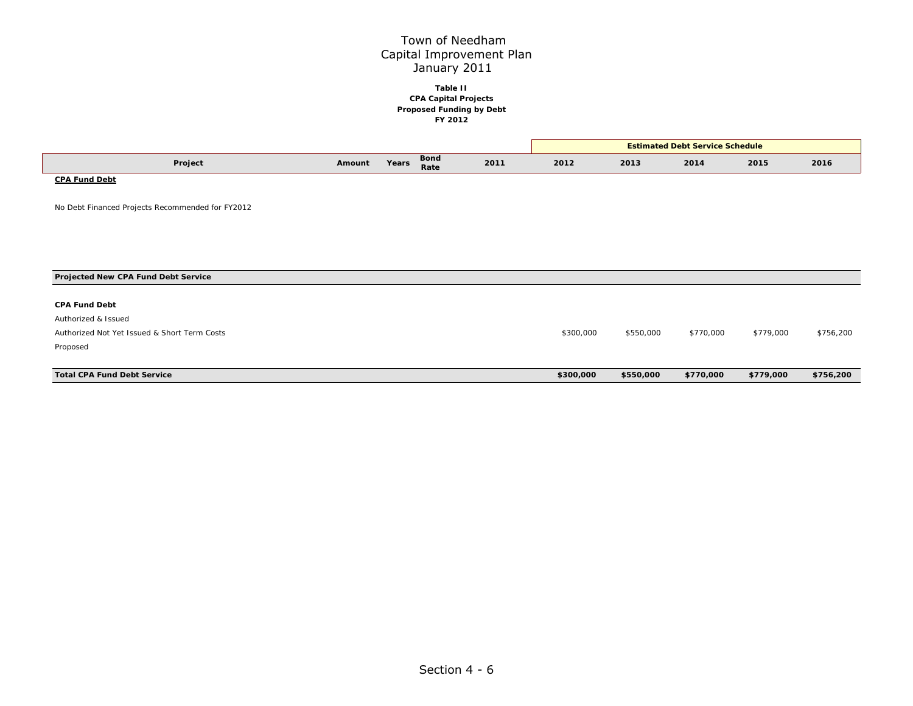# Town of Needham
# Capital Improvement Plan
# January 2011

**Table II**
**CPA Capital Projects**
**Proposed Funding by Debt**
**FY 2012**

| Project | Amount | Years | Bond Rate | 2011 | 2012 | 2013 | 2014 | 2015 | 2016 |
|---|---|---|---|---|---|---|---|---|---|
| | | | | | Estimated Debt Service Schedule | | | | |
| **CPA Fund Debt** | | | | | | | | | |
| No Debt Financed Projects Recommended for FY2012 | | | | | | | | | |
| **Projected New CPA Fund Debt Service** | | | | | | | | | |
| **CPA Fund Debt** | | | | | | | | | |
| Authorized & Issued | | | | | | | | | |
| Authorized Not Yet Issued & Short Term Costs | | | | | $300,000 | $550,000 | $770,000 | $779,000 | $756,200 |
| Proposed | | | | | | | | | |
| **Total CPA Fund Debt Service** | | | | | **$300,000** | **$550,000** | **$770,000** | **$779,000** | **$756,200** |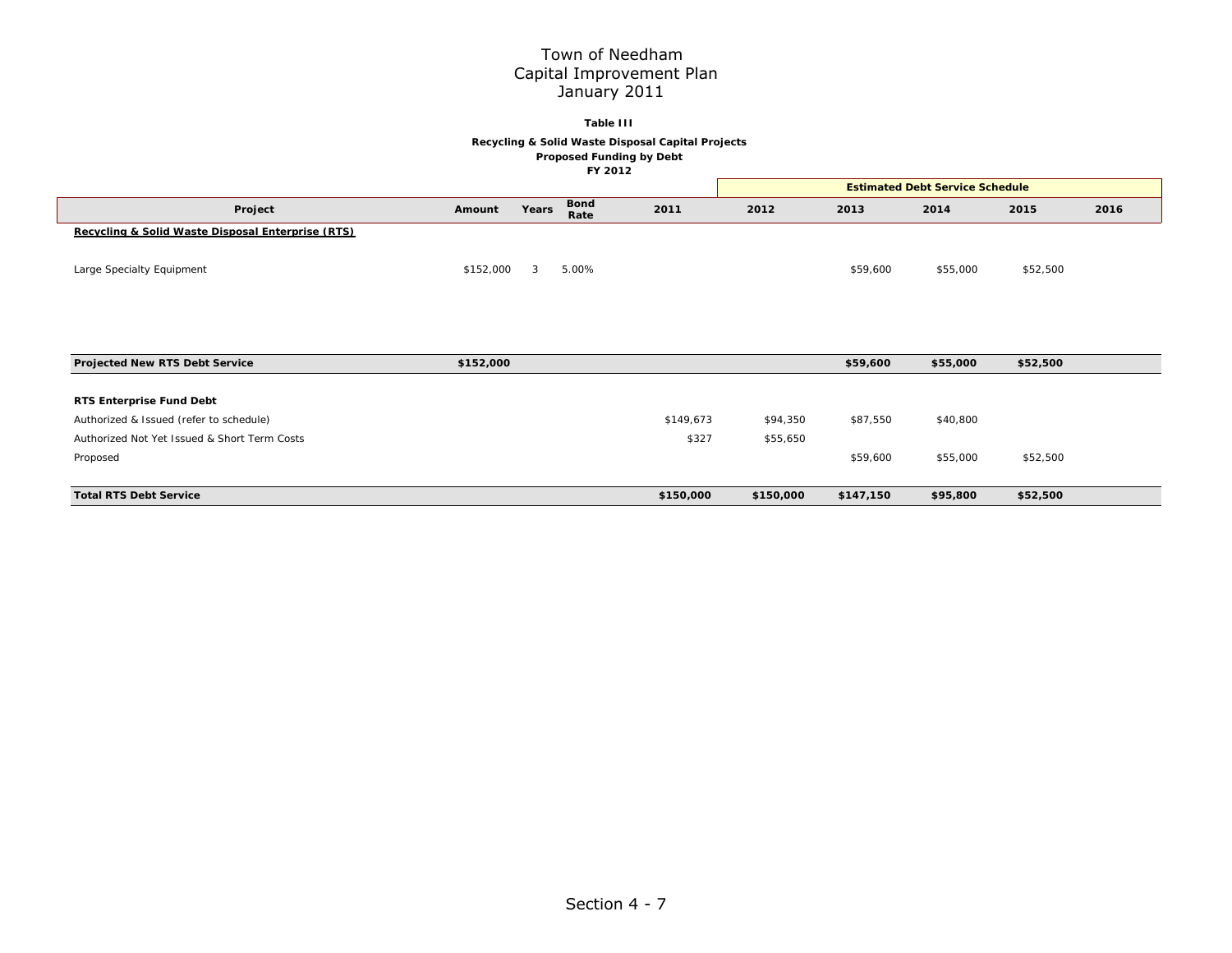# Town of Needham
## Capital Improvement Plan
## January 2011

**Table III**

**Recycling & Solid Waste Disposal Capital Projects**
**Proposed Funding by Debt**
**FY 2012**

| | | | | | Estimated Debt Service Schedule | | | | |
|---|---|---|---|---|---|---|---|---|---|
| **Project** | **Amount** | **Years** | **Bond Rate** | **2011** | **2012** | **2013** | **2014** | **2015** | **2016** |
| **Recycling & Solid Waste Disposal Enterprise (RTS)** | | | | | | | | | |
| Large Specialty Equipment | $152,000 | 3 | 5.00% | | | $59,600 | $55,000 | $52,500 | |
| **Projected New RTS Debt Service** | **$152,000** | | | | | **$59,600** | **$55,000** | **$52,500** | |
| **RTS Enterprise Fund Debt** | | | | | | | | | |
| Authorized & Issued (refer to schedule) | | | | $149,673 | $94,350 | $87,550 | $40,800 | | |
| Authorized Not Yet Issued & Short Term Costs | | | | $327 | $55,650 | | | | |
| Proposed | | | | | | $59,600 | $55,000 | $52,500 | |
| **Total RTS Debt Service** | | | | **$150,000** | **$150,000** | **$147,150** | **$95,800** | **$52,500** | |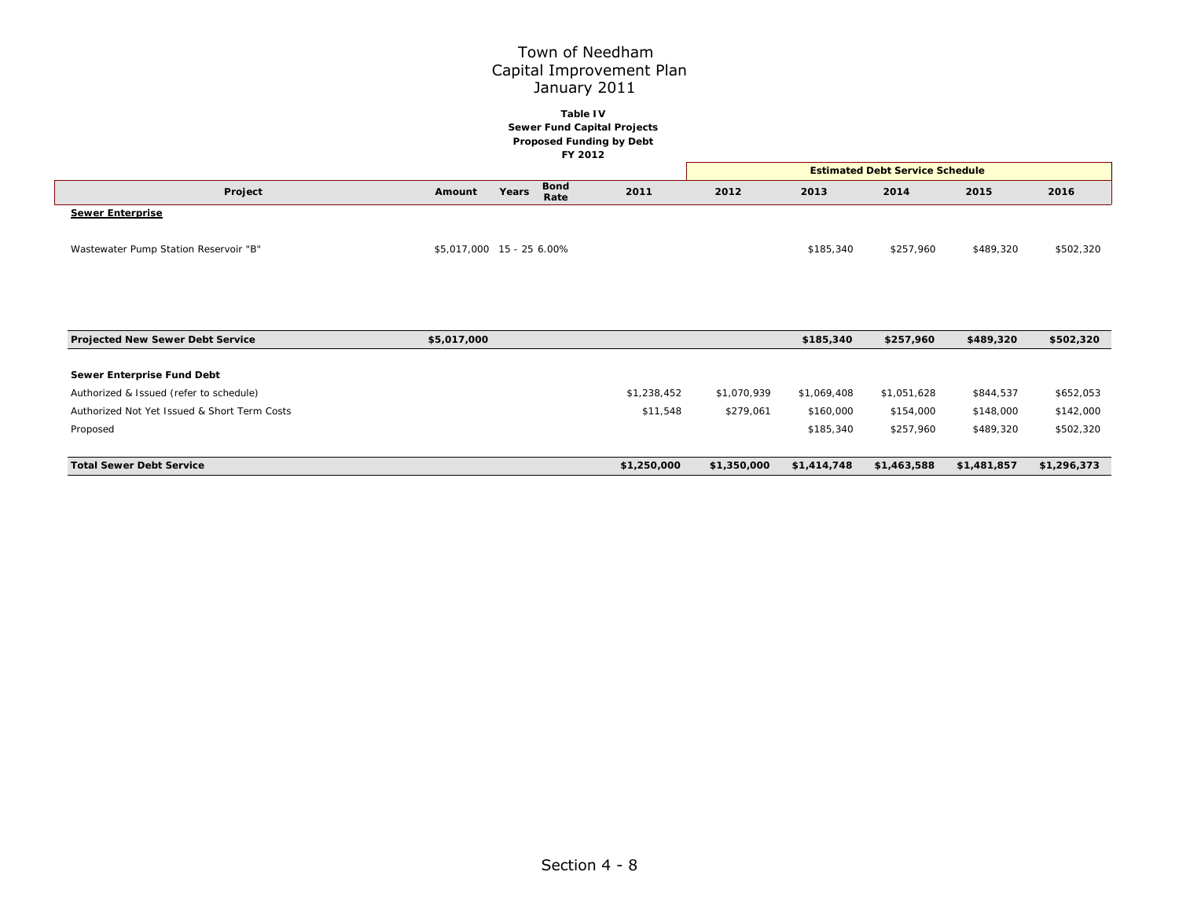# Town of Needham
## Capital Improvement Plan
## January 2011

**Table IV**
**Sewer Fund Capital Projects**
**Proposed Funding by Debt**
**FY 2012**

| Project | Amount | Years | Bond Rate | 2011 | 2012 | 2013 | 2014 | 2015 | 2016 |
|---|---|---|---|---|---|---|---|---|---|
| | | | | | Estimated Debt Service Schedule | | | | |
| **Sewer Enterprise** | | | | | | | | | |
| Wastewater Pump Station Reservoir "B" | $5,017,000 | 15 - 25 | 6.00% | | | $185,340 | $257,960 | $489,320 | $502,320 |
| **Projected New Sewer Debt Service** | **$5,017,000** | | | | | **$185,340** | **$257,960** | **$489,320** | **$502,320** |
| **Sewer Enterprise Fund Debt** | | | | | | | | | |
| Authorized & Issued (refer to schedule) | | | | $1,238,452 | $1,070,939 | $1,069,408 | $1,051,628 | $844,537 | $652,053 |
| Authorized Not Yet Issued & Short Term Costs | | | | $11,548 | $279,061 | $160,000 | $154,000 | $148,000 | $142,000 |
| Proposed | | | | | | $185,340 | $257,960 | $489,320 | $502,320 |
| **Total Sewer Debt Service** | | | | **$1,250,000** | **$1,350,000** | **$1,414,748** | **$1,463,588** | **$1,481,857** | **$1,296,373** |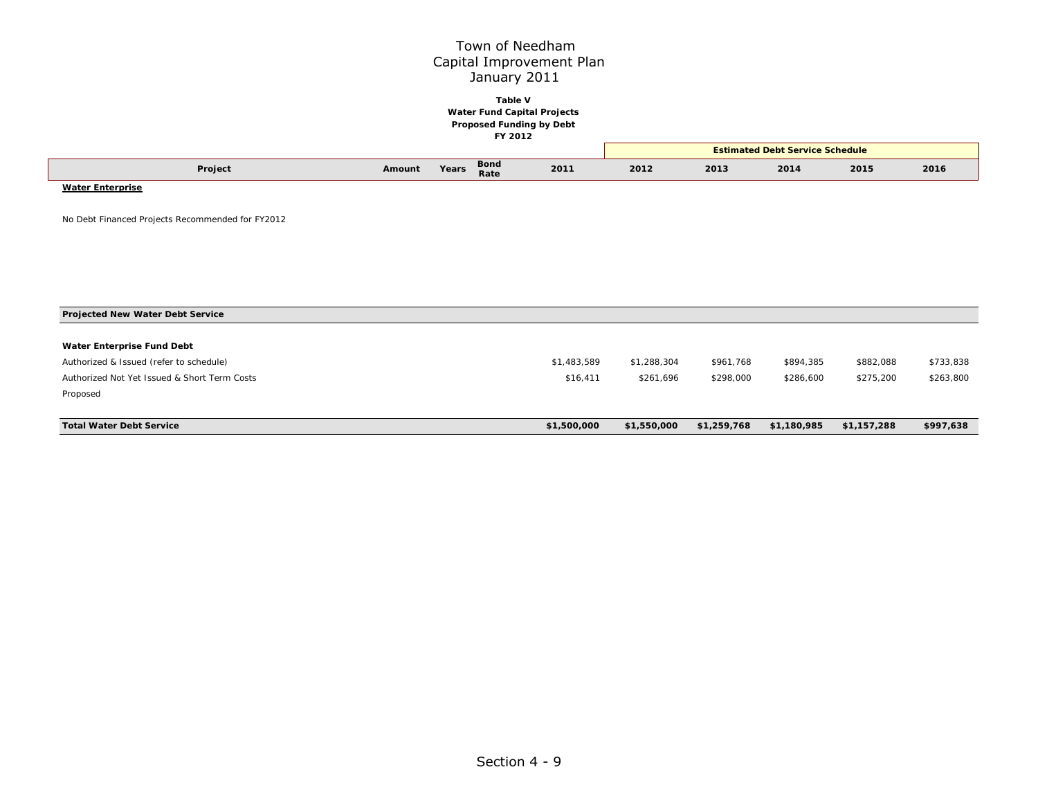# Town of Needham
## Capital Improvement Plan
## January 2011

**Table V**
**Water Fund Capital Projects**
**Proposed Funding by Debt**
**FY 2012**

| Project | Amount | Years | Bond Rate | 2011 | 2012 | 2013 | 2014 | 2015 | 2016 |
|---|---|---|---|---|---|---|---|---|---|
| | | | | | Estimated Debt Service Schedule | | | | |
| **Water Enterprise** | | | | | | | | | |
| No Debt Financed Projects Recommended for FY2012 | | | | | | | | | |
| **Projected New Water Debt Service** | | | | | | | | | |
| **Water Enterprise Fund Debt** | | | | | | | | | |
| Authorized & Issued (refer to schedule) | | | | $1,483,589 | $1,288,304 | $961,768 | $894,385 | $882,088 | $733,838 |
| Authorized Not Yet Issued & Short Term Costs | | | | $16,411 | $261,696 | $298,000 | $286,600 | $275,200 | $263,800 |
| Proposed | | | | | | | | | |
| **Total Water Debt Service** | | | | **$1,500,000** | **$1,550,000** | **$1,259,768** | **$1,180,985** | **$1,157,288** | **$997,638** |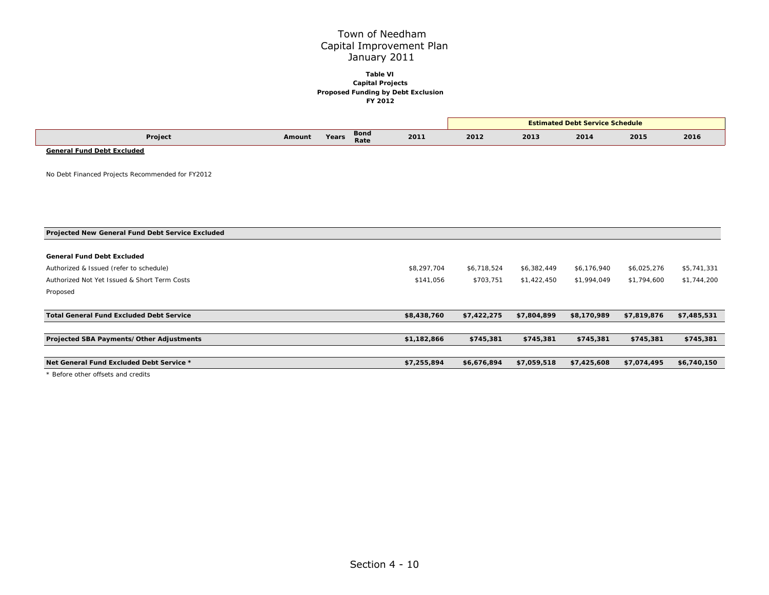# Town of Needham
## Capital Improvement Plan
## January 2011

**Table VI**
**Capital Projects**
**Proposed Funding by Debt Exclusion**
**FY 2012**

| Project | Amount | Years | Bond Rate | 2011 | Estimated Debt Service Schedule 2012 | 2013 | 2014 | 2015 | 2016 |
|---|---|---|---|---|---|---|---|---|---|
| **General Fund Debt Excluded** | | | | | | | | | |
| No Debt Financed Projects Recommended for FY2012 | | | | | | | | | |
| **Projected New General Fund Debt Service Excluded** | | | | | | | | | |
| **General Fund Debt Excluded** | | | | | | | | | |
| Authorized & Issued (refer to schedule) | | | | $8,297,704 | $6,718,524 | $6,382,449 | $6,176,940 | $6,025,276 | $5,741,331 |
| Authorized Not Yet Issued & Short Term Costs | | | | $141,056 | $703,751 | $1,422,450 | $1,994,049 | $1,794,600 | $1,744,200 |
| Proposed | | | | | | | | | |
| **Total General Fund Excluded Debt Service** | | | | **$8,438,760** | **$7,422,275** | **$7,804,899** | **$8,170,989** | **$7,819,876** | **$7,485,531** |
| **Projected SBA Payments/Other Adjustments** | | | | **$1,182,866** | **$745,381** | **$745,381** | **$745,381** | **$745,381** | **$745,381** |
| **Net General Fund Excluded Debt Service *** | | | | **$7,255,894** | **$6,676,894** | **$7,059,518** | **$7,425,608** | **$7,074,495** | **$6,740,150** |

* Before other offsets and credits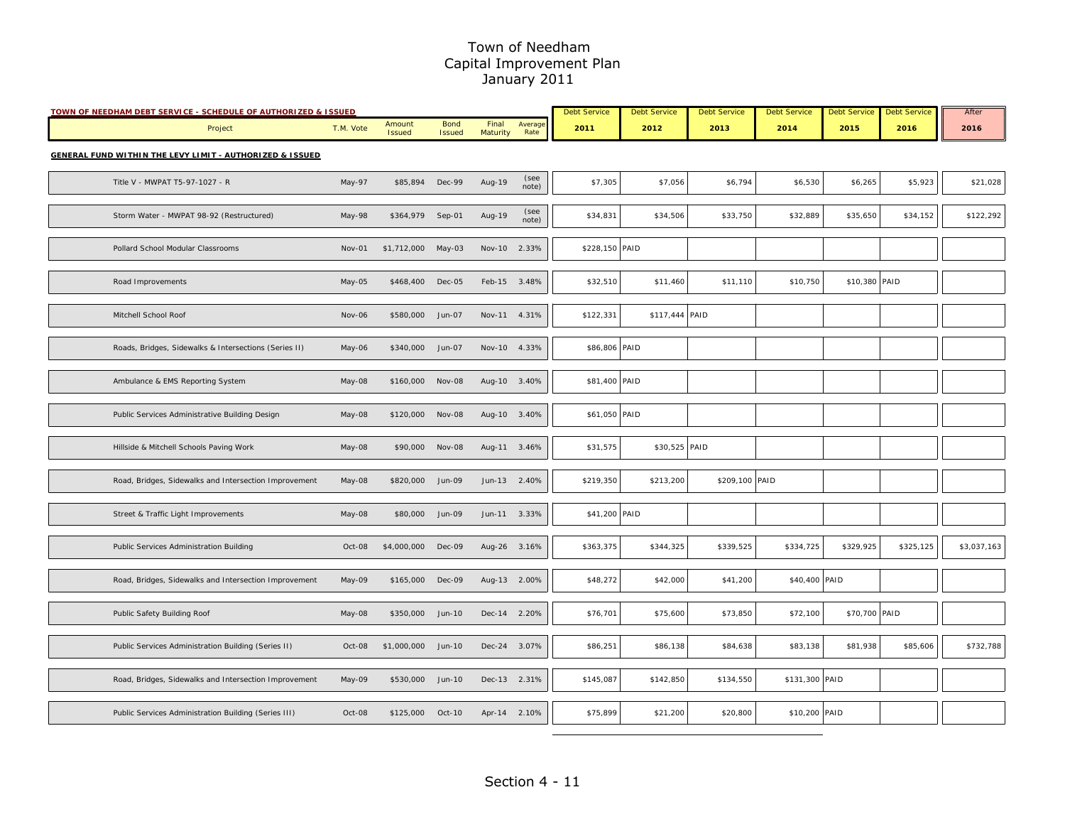# Town of Needham
## Capital Improvement Plan
### January 2011

**TOWN OF NEEDHAM DEBT SERVICE - SCHEDULE OF AUTHORIZED & ISSUED**

| Project | T.M. Vote | Amount Issued | Bond Issued | Final Maturity | Average Rate | Debt Service 2011 | Debt Service 2012 | Debt Service 2013 | Debt Service 2014 | Debt Service 2015 | Debt Service 2016 | After 2016 |
|---|---|---|---|---|---|---|---|---|---|---|---|---|
| **GENERAL FUND WITHIN THE LEVY LIMIT - AUTHORIZED & ISSUED** | | | | | | | | | | | | |
| Title V - MWPAT T5-97-1027 - R | May-97 | $85,894 | Dec-99 | Aug-19 | (see note) | $7,305 | $7,056 | $6,794 | $6,530 | $6,265 | $5,923 | $21,028 |
| Storm Water - MWPAT 98-92 (Restructured) | May-98 | $364,979 | Sep-01 | Aug-19 | (see note) | $34,831 | $34,506 | $33,750 | $32,889 | $35,650 | $34,152 | $122,292 |
| Pollard School Modular Classrooms | Nov-01 | $1,712,000 | May-03 | Nov-10 | 2.33% | $228,150 | PAID | | | | | |
| Road Improvements | May-05 | $468,400 | Dec-05 | Feb-15 | 3.48% | $32,510 | $11,460 | $11,110 | $10,750 | $10,380 | PAID | |
| Mitchell School Roof | Nov-06 | $580,000 | Jun-07 | Nov-11 | 4.31% | $122,331 | $117,444 | PAID | | | | |
| Roads, Bridges, Sidewalks & Intersections (Series II) | May-06 | $340,000 | Jun-07 | Nov-10 | 4.33% | $86,806 | PAID | | | | | |
| Ambulance & EMS Reporting System | May-08 | $160,000 | Nov-08 | Aug-10 | 3.40% | $81,400 | PAID | | | | | |
| Public Services Administrative Building Design | May-08 | $120,000 | Nov-08 | Aug-10 | 3.40% | $61,050 | PAID | | | | | |
| Hillside & Mitchell Schools Paving Work | May-08 | $90,000 | Nov-08 | Aug-11 | 3.46% | $31,575 | $30,525 | PAID | | | | |
| Road, Bridges, Sidewalks and Intersection Improvement | May-08 | $820,000 | Jun-09 | Jun-13 | 2.40% | $219,350 | $213,200 | $209,100 | PAID | | | |
| Street & Traffic Light Improvements | May-08 | $80,000 | Jun-09 | Jun-11 | 3.33% | $41,200 | PAID | | | | | |
| Public Services Administration Building | Oct-08 | $4,000,000 | Dec-09 | Aug-26 | 3.16% | $363,375 | $344,325 | $339,525 | $334,725 | $329,925 | $325,125 | $3,037,163 |
| Road, Bridges, Sidewalks and Intersection Improvement | May-09 | $165,000 | Dec-09 | Aug-13 | 2.00% | $48,272 | $42,000 | $41,200 | $40,400 | PAID | | |
| Public Safety Building Roof | May-08 | $350,000 | Jun-10 | Dec-14 | 2.20% | $76,701 | $75,600 | $73,850 | $72,100 | $70,700 | PAID | |
| Public Services Administration Building (Series II) | Oct-08 | $1,000,000 | Jun-10 | Dec-24 | 3.07% | $86,251 | $86,138 | $84,638 | $83,138 | $81,938 | $85,606 | $732,788 |
| Road, Bridges, Sidewalks and Intersection Improvement | May-09 | $530,000 | Jun-10 | Dec-13 | 2.31% | $145,087 | $142,850 | $134,550 | $131,300 | PAID | | |
| Public Services Administration Building (Series III) | Oct-08 | $125,000 | Oct-10 | Apr-14 | 2.10% | $75,899 | $21,200 | $20,800 | $10,200 | PAID | | |

Section 4 - 11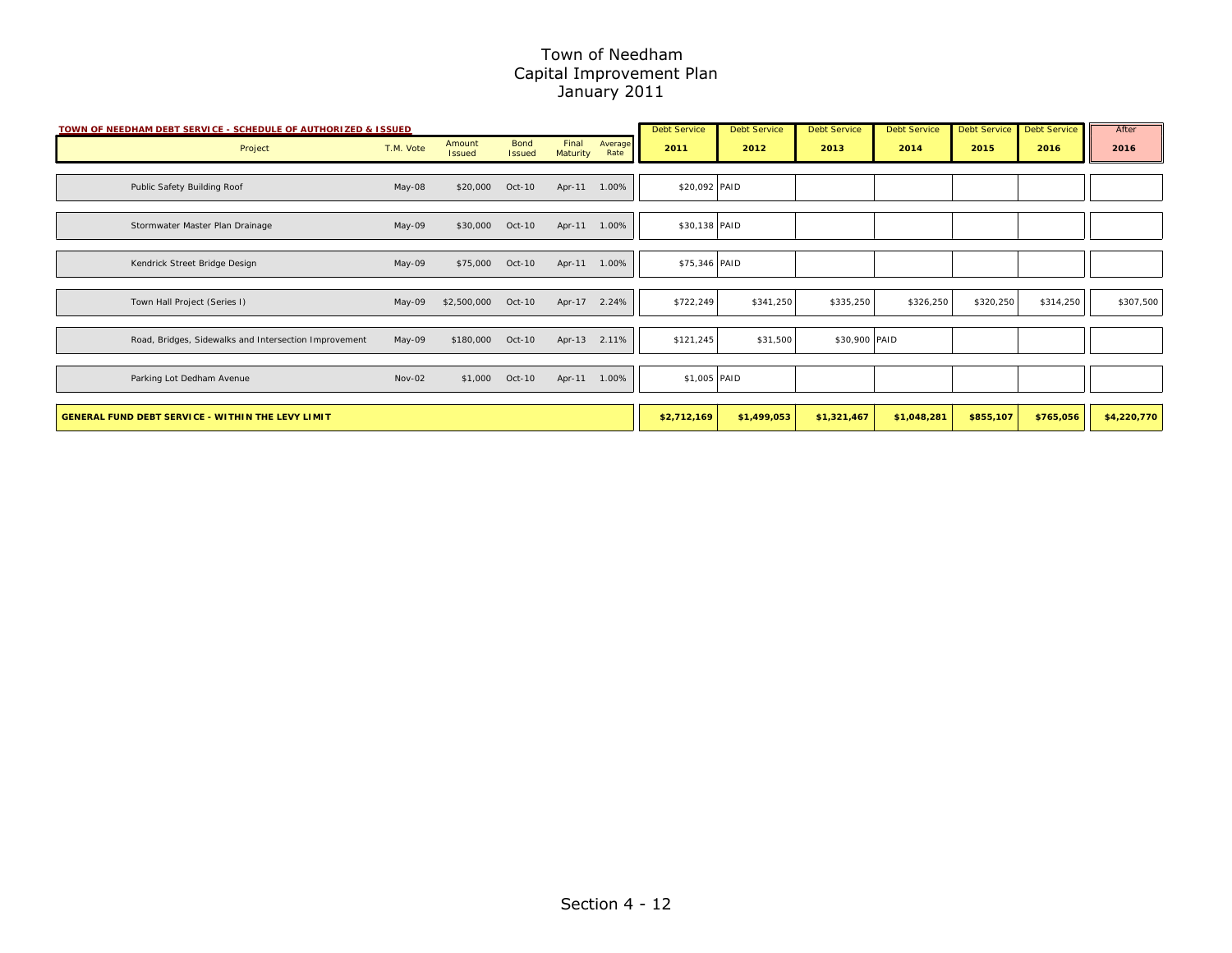# Town of Needham
## Capital Improvement Plan
## January 2011

**TOWN OF NEEDHAM DEBT SERVICE - SCHEDULE OF AUTHORIZED & ISSUED**

| Project | T.M. Vote | Amount Issued | Bond Issued | Final Maturity | Average Rate | Debt Service 2011 | Debt Service 2012 | Debt Service 2013 | Debt Service 2014 | Debt Service 2015 | Debt Service 2016 | After 2016 |
|---|---|---|---|---|---|---|---|---|---|---|---|---|
| Public Safety Building Roof | May-08 | $20,000 | Oct-10 | Apr-11 | 1.00% | $20,092 | PAID | | | | | |
| Stormwater Master Plan Drainage | May-09 | $30,000 | Oct-10 | Apr-11 | 1.00% | $30,138 | PAID | | | | | |
| Kendrick Street Bridge Design | May-09 | $75,000 | Oct-10 | Apr-11 | 1.00% | $75,346 | PAID | | | | | |
| Town Hall Project (Series I) | May-09 | $2,500,000 | Oct-10 | Apr-17 | 2.24% | $722,249 | $341,250 | $335,250 | $326,250 | $320,250 | $314,250 | $307,500 |
| Road, Bridges, Sidewalks and Intersection Improvement | May-09 | $180,000 | Oct-10 | Apr-13 | 2.11% | $121,245 | $31,500 | $30,900 | PAID | | | |
| Parking Lot Dedham Avenue | Nov-02 | $1,000 | Oct-10 | Apr-11 | 1.00% | $1,005 | PAID | | | | | |
| **GENERAL FUND DEBT SERVICE - WITHIN THE LEVY LIMIT** | | | | | | **$2,712,169** | **$1,499,053** | **$1,321,467** | **$1,048,281** | **$855,107** | **$765,056** | **$4,220,770** |

Section 4 - 12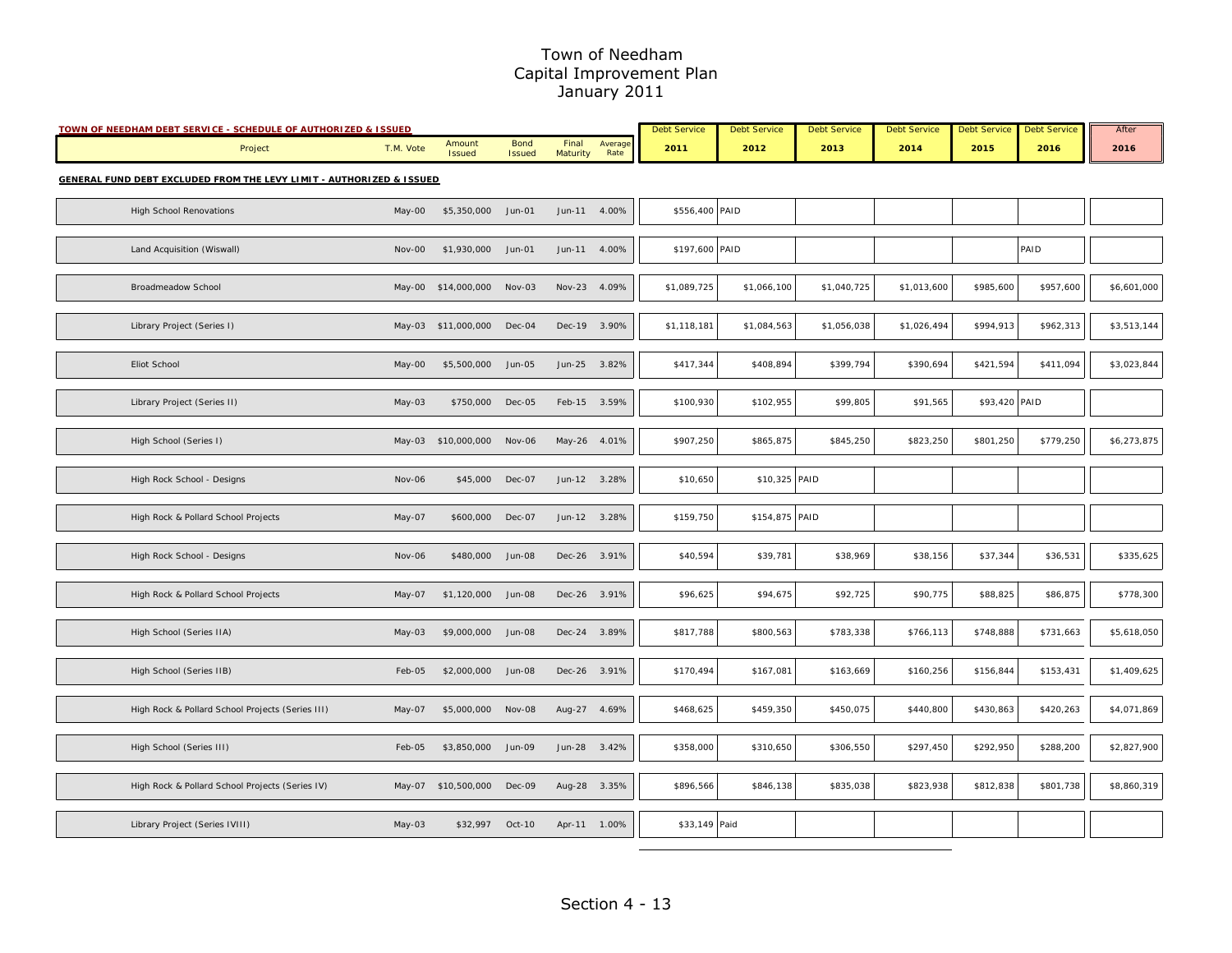# Town of Needham
## Capital Improvement Plan
### January 2011

**TOWN OF NEEDHAM DEBT SERVICE - SCHEDULE OF AUTHORIZED & ISSUED**

| Project | T.M. Vote | Amount Issued | Bond Issued | Final Maturity | Average Rate | Debt Service 2011 | Debt Service 2012 | Debt Service 2013 | Debt Service 2014 | Debt Service 2015 | Debt Service 2016 | After 2016 |
|---|---|---|---|---|---|---|---|---|---|---|---|---|
| **GENERAL FUND DEBT EXCLUDED FROM THE LEVY LIMIT - AUTHORIZED & ISSUED** | | | | | | | | | | | | |
| High School Renovations | May-00 | $5,350,000 | Jun-01 | Jun-11 | 4.00% | $556,400 | PAID | | | | | |
| Land Acquisition (Wiswall) | Nov-00 | $1,930,000 | Jun-01 | Jun-11 | 4.00% | $197,600 | PAID | | | | PAID | |
| Broadmeadow School | May-00 | $14,000,000 | Nov-03 | Nov-23 | 4.09% | $1,089,725 | $1,066,100 | $1,040,725 | $1,013,600 | $985,600 | $957,600 | $6,601,000 |
| Library Project (Series I) | May-03 | $11,000,000 | Dec-04 | Dec-19 | 3.90% | $1,118,181 | $1,084,563 | $1,056,038 | $1,026,494 | $994,913 | $962,313 | $3,513,144 |
| Eliot School | May-00 | $5,500,000 | Jun-05 | Jun-25 | 3.82% | $417,344 | $408,894 | $399,794 | $390,694 | $421,594 | $411,094 | $3,023,844 |
| Library Project (Series II) | May-03 | $750,000 | Dec-05 | Feb-15 | 3.59% | $100,930 | $102,955 | $99,805 | $91,565 | $93,420 | PAID | |
| High School (Series I) | May-03 | $10,000,000 | Nov-06 | May-26 | 4.01% | $907,250 | $865,875 | $845,250 | $823,250 | $801,250 | $779,250 | $6,273,875 |
| High Rock School - Designs | Nov-06 | $45,000 | Dec-07 | Jun-12 | 3.28% | $10,650 | $10,325 | PAID | | | | |
| High Rock & Pollard School Projects | May-07 | $600,000 | Dec-07 | Jun-12 | 3.28% | $159,750 | $154,875 | PAID | | | | |
| High Rock School - Designs | Nov-06 | $480,000 | Jun-08 | Dec-26 | 3.91% | $40,594 | $39,781 | $38,969 | $38,156 | $37,344 | $36,531 | $335,625 |
| High Rock & Pollard School Projects | May-07 | $1,120,000 | Jun-08 | Dec-26 | 3.91% | $96,625 | $94,675 | $92,725 | $90,775 | $88,825 | $86,875 | $778,300 |
| High School (Series IIA) | May-03 | $9,000,000 | Jun-08 | Dec-24 | 3.89% | $817,788 | $800,563 | $783,338 | $766,113 | $748,888 | $731,663 | $5,618,050 |
| High School (Series IIB) | Feb-05 | $2,000,000 | Jun-08 | Dec-26 | 3.91% | $170,494 | $167,081 | $163,669 | $160,256 | $156,844 | $153,431 | $1,409,625 |
| High Rock & Pollard School Projects (Series III) | May-07 | $5,000,000 | Nov-08 | Aug-27 | 4.69% | $468,625 | $459,350 | $450,075 | $440,800 | $430,863 | $420,263 | $4,071,869 |
| High School (Series III) | Feb-05 | $3,850,000 | Jun-09 | Jun-28 | 3.42% | $358,000 | $310,650 | $306,550 | $297,450 | $292,950 | $288,200 | $2,827,900 |
| High Rock & Pollard School Projects (Series IV) | May-07 | $10,500,000 | Dec-09 | Aug-28 | 3.35% | $896,566 | $846,138 | $835,038 | $823,938 | $812,838 | $801,738 | $8,860,319 |
| Library Project (Series IVIII) | May-03 | $32,997 | Oct-10 | Apr-11 | 1.00% | $33,149 | Paid | | | | | |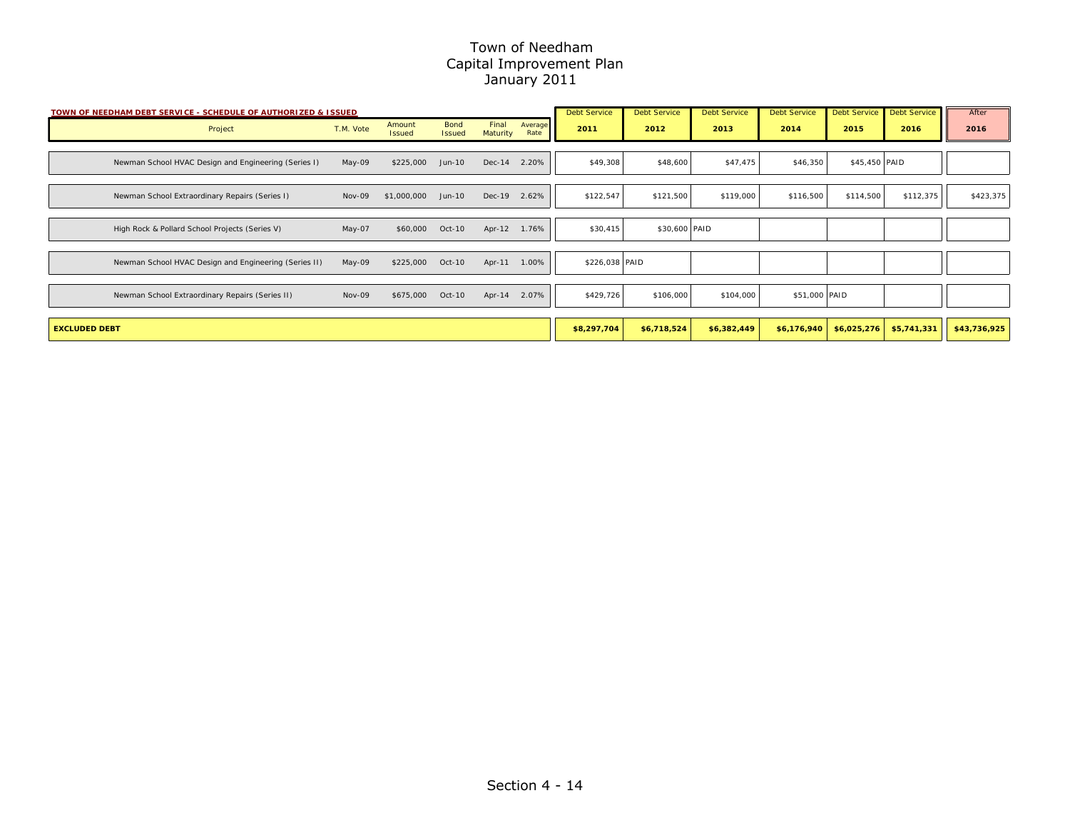# Town of Needham
## Capital Improvement Plan
### January 2011

**TOWN OF NEEDHAM DEBT SERVICE - SCHEDULE OF AUTHORIZED & ISSUED**

| Project | T.M. Vote | Amount Issued | Bond Issued | Final Maturity | Average Rate | Debt Service 2011 | Debt Service 2012 | Debt Service 2013 | Debt Service 2014 | Debt Service 2015 | Debt Service 2016 | After 2016 |
|---|---|---|---|---|---|---|---|---|---|---|---|---|
| Newman School HVAC Design and Engineering (Series I) | May-09 | $225,000 | Jun-10 | Dec-14 | 2.20% | $49,308 | $48,600 | $47,475 | $46,350 | $45,450 | PAID | |
| Newman School Extraordinary Repairs (Series I) | Nov-09 | $1,000,000 | Jun-10 | Dec-19 | 2.62% | $122,547 | $121,500 | $119,000 | $116,500 | $114,500 | $112,375 | $423,375 |
| High Rock & Pollard School Projects (Series V) | May-07 | $60,000 | Oct-10 | Apr-12 | 1.76% | $30,415 | $30,600 | PAID | | | | |
| Newman School HVAC Design and Engineering (Series II) | May-09 | $225,000 | Oct-10 | Apr-11 | 1.00% | $226,038 | PAID | | | | | |
| Newman School Extraordinary Repairs (Series II) | Nov-09 | $675,000 | Oct-10 | Apr-14 | 2.07% | $429,726 | $106,000 | $104,000 | $51,000 | PAID | | |
| **EXCLUDED DEBT** | | | | | | **$8,297,704** | **$6,718,524** | **$6,382,449** | **$6,176,940** | **$6,025,276** | **$5,741,331** | **$43,736,925** |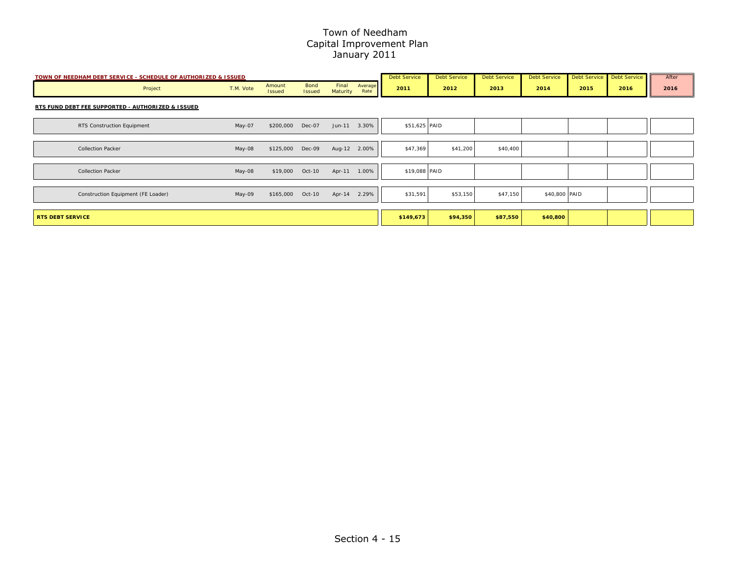# Town of Needham
## Capital Improvement Plan
### January 2011

**TOWN OF NEEDHAM DEBT SERVICE - SCHEDULE OF AUTHORIZED & ISSUED**

| Project | T.M. Vote | Amount Issued | Bond Issued | Final Maturity | Average Rate | Debt Service 2011 | Debt Service 2012 | Debt Service 2013 | Debt Service 2014 | Debt Service 2015 | Debt Service 2016 | After 2016 |
|---|---|---|---|---|---|---|---|---|---|---|---|---|
| **RTS FUND DEBT FEE SUPPORTED - AUTHORIZED & ISSUED** | | | | | | | | | | | | |
| RTS Construction Equipment | May-07 | $200,000 | Dec-07 | Jun-11 | 3.30% | $51,625 | PAID | | | | | |
| Collection Packer | May-08 | $125,000 | Dec-09 | Aug-12 | 2.00% | $47,369 | $41,200 | $40,400 | | | | |
| Collection Packer | May-08 | $19,000 | Oct-10 | Apr-11 | 1.00% | $19,088 | PAID | | | | | |
| Construction Equipment (FE Loader) | May-09 | $165,000 | Oct-10 | Apr-14 | 2.29% | $31,591 | $53,150 | $47,150 | $40,800 | PAID | | |
| **RTS DEBT SERVICE** | | | | | | **$149,673** | **$94,350** | **$87,550** | **$40,800** | | | |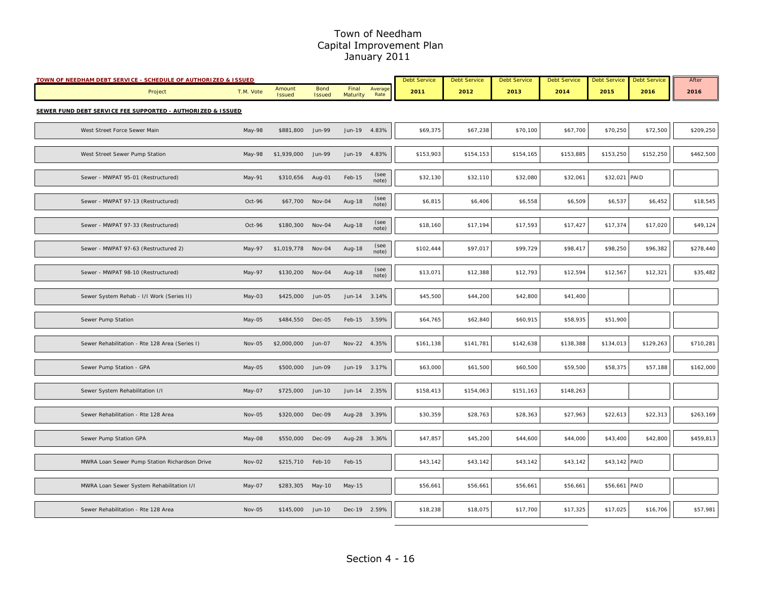# Town of Needham
## Capital Improvement Plan
### January 2011

**TOWN OF NEEDHAM DEBT SERVICE - SCHEDULE OF AUTHORIZED & ISSUED**

| Project | T.M. Vote | Amount Issued | Bond Issued | Final Maturity | Average Rate | Debt Service 2011 | Debt Service 2012 | Debt Service 2013 | Debt Service 2014 | Debt Service 2015 | Debt Service 2016 | After 2016 |
|---|---|---|---|---|---|---|---|---|---|---|---|---|
| **SEWER FUND DEBT SERVICE FEE SUPPORTED - AUTHORIZED & ISSUED** | | | | | | | | | | | | |
| West Street Force Sewer Main | May-98 | $881,800 | Jun-99 | Jun-19 | 4.83% | $69,375 | $67,238 | $70,100 | $67,700 | $70,250 | $72,500 | $209,250 |
| West Street Sewer Pump Station | May-98 | $1,939,000 | Jun-99 | Jun-19 | 4.83% | $153,903 | $154,153 | $154,165 | $153,885 | $153,250 | $152,250 | $462,500 |
| Sewer - MWPAT 95-01 (Restructured) | May-91 | $310,656 | Aug-01 | Feb-15 | (see note) | $32,130 | $32,110 | $32,080 | $32,061 | $32,021 | PAID | |
| Sewer - MWPAT 97-13 (Restructured) | Oct-96 | $67,700 | Nov-04 | Aug-18 | (see note) | $6,815 | $6,406 | $6,558 | $6,509 | $6,537 | $6,452 | $18,545 |
| Sewer - MWPAT 97-33 (Restructured) | Oct-96 | $180,300 | Nov-04 | Aug-18 | (see note) | $18,160 | $17,194 | $17,593 | $17,427 | $17,374 | $17,020 | $49,124 |
| Sewer - MWPAT 97-63 (Restructured 2) | May-97 | $1,019,778 | Nov-04 | Aug-18 | (see note) | $102,444 | $97,017 | $99,729 | $98,417 | $98,250 | $96,382 | $278,440 |
| Sewer - MWPAT 98-10 (Restructured) | May-97 | $130,200 | Nov-04 | Aug-18 | (see note) | $13,071 | $12,388 | $12,793 | $12,594 | $12,567 | $12,321 | $35,482 |
| Sewer System Rehab - I/I Work (Series II) | May-03 | $425,000 | Jun-05 | Jun-14 | 3.14% | $45,500 | $44,200 | $42,800 | $41,400 | | | |
| Sewer Pump Station | May-05 | $484,550 | Dec-05 | Feb-15 | 3.59% | $64,765 | $62,840 | $60,915 | $58,935 | $51,900 | | |
| Sewer Rehabilitation - Rte 128 Area (Series I) | Nov-05 | $2,000,000 | Jun-07 | Nov-22 | 4.35% | $161,138 | $141,781 | $142,638 | $138,388 | $134,013 | $129,263 | $710,281 |
| Sewer Pump Station - GPA | May-05 | $500,000 | Jun-09 | Jun-19 | 3.17% | $63,000 | $61,500 | $60,500 | $59,500 | $58,375 | $57,188 | $162,000 |
| Sewer System Rehabilitation I/I | May-07 | $725,000 | Jun-10 | Jun-14 | 2.35% | $158,413 | $154,063 | $151,163 | $148,263 | | | |
| Sewer Rehabilitation - Rte 128 Area | Nov-05 | $320,000 | Dec-09 | Aug-28 | 3.39% | $30,359 | $28,763 | $28,363 | $27,963 | $22,613 | $22,313 | $263,169 |
| Sewer Pump Station GPA | May-08 | $550,000 | Dec-09 | Aug-28 | 3.36% | $47,857 | $45,200 | $44,600 | $44,000 | $43,400 | $42,800 | $459,813 |
| MWRA Loan Sewer Pump Station Richardson Drive | Nov-02 | $215,710 | Feb-10 | Feb-15 | | $43,142 | $43,142 | $43,142 | $43,142 | $43,142 | PAID | |
| MWRA Loan Sewer System Rehabilitation I/I | May-07 | $283,305 | May-10 | May-15 | | $56,661 | $56,661 | $56,661 | $56,661 | $56,661 | PAID | |
| Sewer Rehabilitation - Rte 128 Area | Nov-05 | $145,000 | Jun-10 | Dec-19 | 2.59% | $18,238 | $18,075 | $17,700 | $17,325 | $17,025 | $16,706 | $57,981 |

Section 4 - 16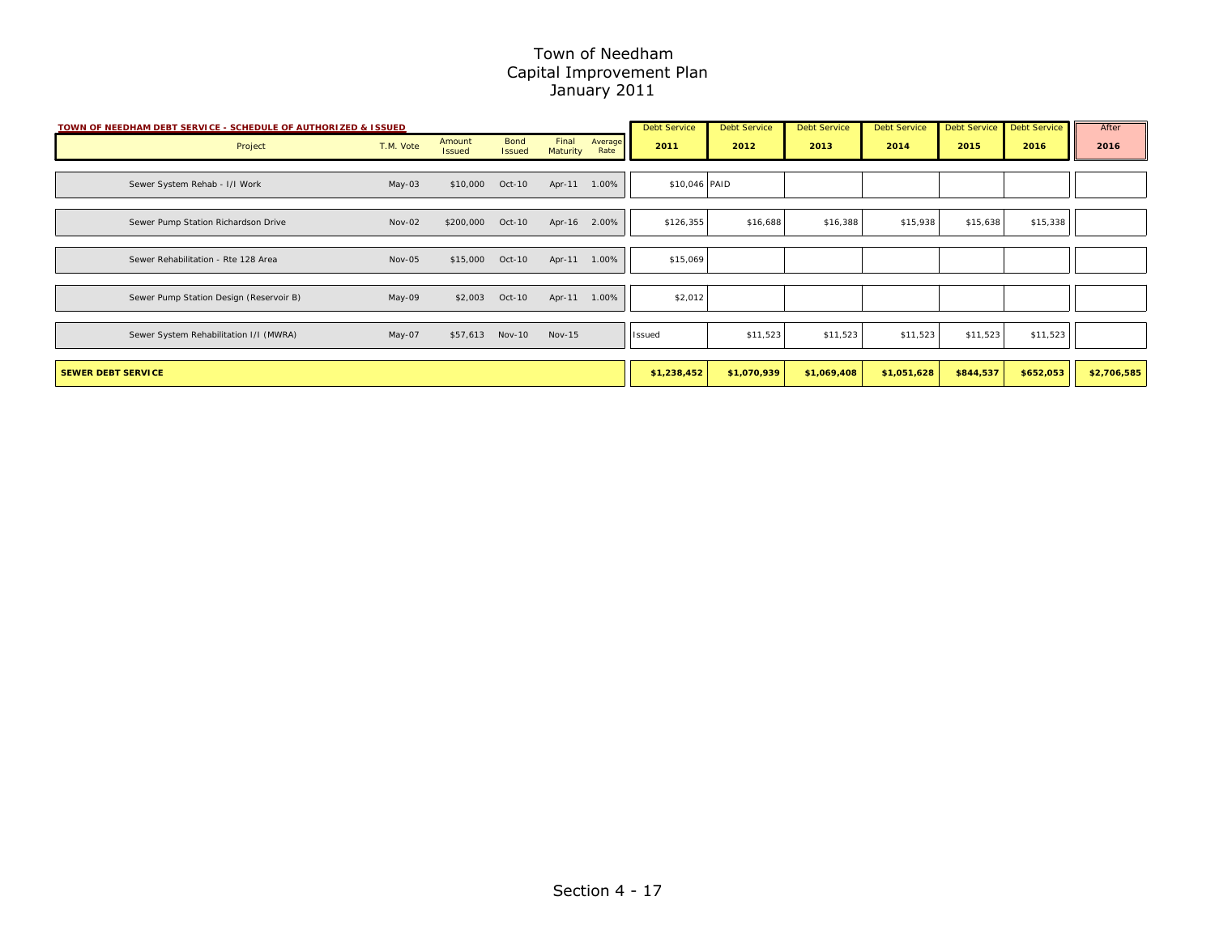# Town of Needham
## Capital Improvement Plan
## January 2011

**TOWN OF NEEDHAM DEBT SERVICE - SCHEDULE OF AUTHORIZED & ISSUED**

| Project | T.M. Vote | Amount Issued | Bond Issued | Final Maturity | Average Rate | Debt Service 2011 | Debt Service 2012 | Debt Service 2013 | Debt Service 2014 | Debt Service 2015 | Debt Service 2016 | After 2016 |
|---|---|---|---|---|---|---|---|---|---|---|---|---|
| Sewer System Rehab - I/I Work | May-03 | $10,000 | Oct-10 | Apr-11 | 1.00% | $10,046 | PAID | | | | | |
| Sewer Pump Station Richardson Drive | Nov-02 | $200,000 | Oct-10 | Apr-16 | 2.00% | $126,355 | $16,688 | $16,388 | $15,938 | $15,638 | $15,338 | |
| Sewer Rehabilitation - Rte 128 Area | Nov-05 | $15,000 | Oct-10 | Apr-11 | 1.00% | $15,069 | | | | | | |
| Sewer Pump Station Design (Reservoir B) | May-09 | $2,003 | Oct-10 | Apr-11 | 1.00% | $2,012 | | | | | | |
| Sewer System Rehabilitation I/I (MWRA) | May-07 | $57,613 | Nov-10 | Nov-15 | | Issued | $11,523 | $11,523 | $11,523 | $11,523 | $11,523 | |
| **SEWER DEBT SERVICE** | | | | | | **$1,238,452** | **$1,070,939** | **$1,069,408** | **$1,051,628** | **$844,537** | **$652,053** | **$2,706,585** |

Section 4 - 17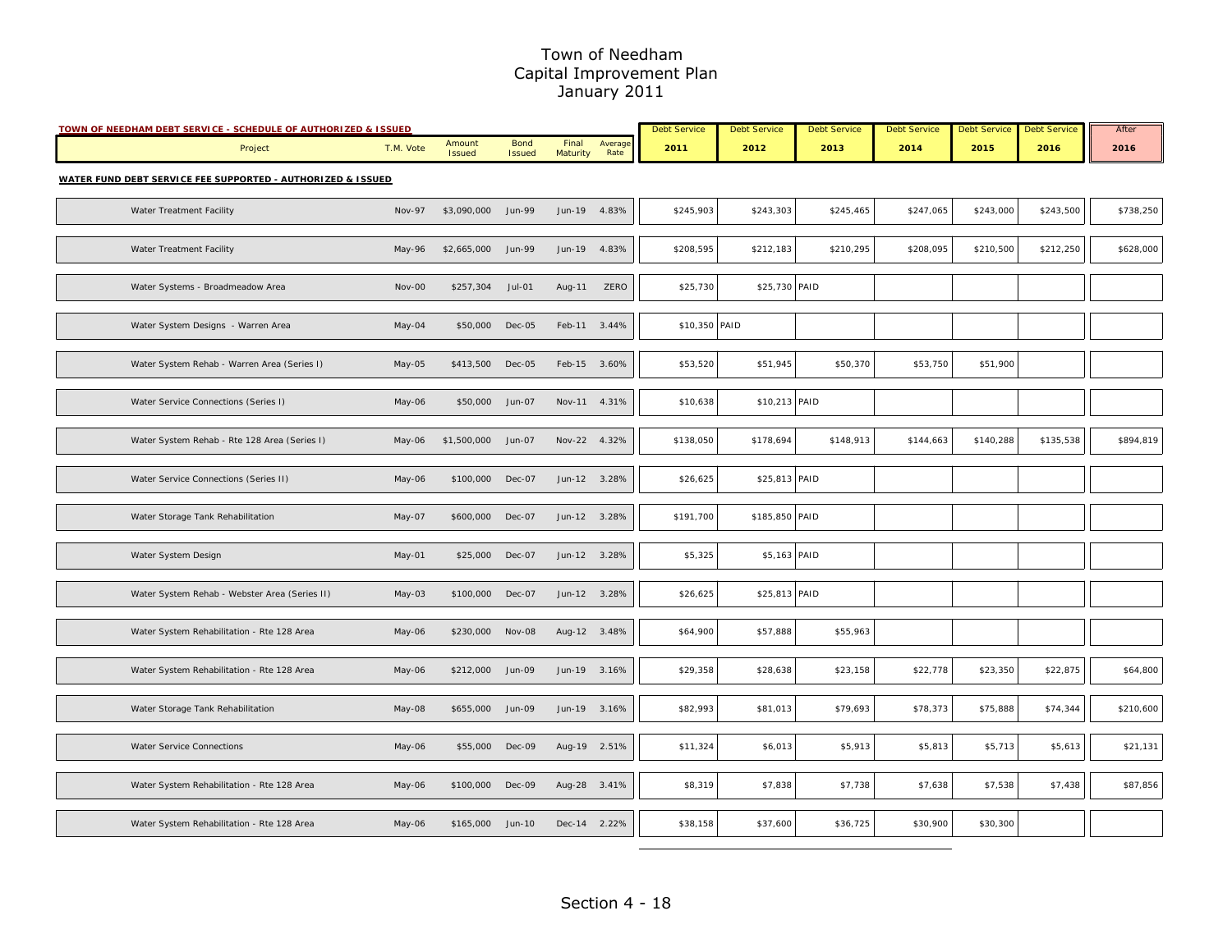# Town of Needham
## Capital Improvement Plan
## January 2011

**TOWN OF NEEDHAM DEBT SERVICE - SCHEDULE OF AUTHORIZED & ISSUED**

| Project | T.M. Vote | Amount Issued | Bond Issued | Final Maturity | Average Rate | Debt Service 2011 | Debt Service 2012 | Debt Service 2013 | Debt Service 2014 | Debt Service 2015 | Debt Service 2016 | After 2016 |
|---|---|---|---|---|---|---|---|---|---|---|---|---|
| **WATER FUND DEBT SERVICE FEE SUPPORTED - AUTHORIZED & ISSUED** | | | | | | | | | | | | |
| Water Treatment Facility | Nov-97 | $3,090,000 | Jun-99 | Jun-19 | 4.83% | $245,903 | $243,303 | $245,465 | $247,065 | $243,000 | $243,500 | $738,250 |
| Water Treatment Facility | May-96 | $2,665,000 | Jun-99 | Jun-19 | 4.83% | $208,595 | $212,183 | $210,295 | $208,095 | $210,500 | $212,250 | $628,000 |
| Water Systems - Broadmeadow Area | Nov-00 | $257,304 | Jul-01 | Aug-11 | ZERO | $25,730 | $25,730 | PAID | | | | |
| Water System Designs - Warren Area | May-04 | $50,000 | Dec-05 | Feb-11 | 3.44% | $10,350 | PAID | | | | | |
| Water System Rehab - Warren Area (Series I) | May-05 | $413,500 | Dec-05 | Feb-15 | 3.60% | $53,520 | $51,945 | $50,370 | $53,750 | $51,900 | | |
| Water Service Connections (Series I) | May-06 | $50,000 | Jun-07 | Nov-11 | 4.31% | $10,638 | $10,213 | PAID | | | | |
| Water System Rehab - Rte 128 Area (Series I) | May-06 | $1,500,000 | Jun-07 | Nov-22 | 4.32% | $138,050 | $178,694 | $148,913 | $144,663 | $140,288 | $135,538 | $894,819 |
| Water Service Connections (Series II) | May-06 | $100,000 | Dec-07 | Jun-12 | 3.28% | $26,625 | $25,813 | PAID | | | | |
| Water Storage Tank Rehabilitation | May-07 | $600,000 | Dec-07 | Jun-12 | 3.28% | $191,700 | $185,850 | PAID | | | | |
| Water System Design | May-01 | $25,000 | Dec-07 | Jun-12 | 3.28% | $5,325 | $5,163 | PAID | | | | |
| Water System Rehab - Webster Area (Series II) | May-03 | $100,000 | Dec-07 | Jun-12 | 3.28% | $26,625 | $25,813 | PAID | | | | |
| Water System Rehabilitation - Rte 128 Area | May-06 | $230,000 | Nov-08 | Aug-12 | 3.48% | $64,900 | $57,888 | $55,963 | | | | |
| Water System Rehabilitation - Rte 128 Area | May-06 | $212,000 | Jun-09 | Jun-19 | 3.16% | $29,358 | $28,638 | $23,158 | $22,778 | $23,350 | $22,875 | $64,800 |
| Water Storage Tank Rehabilitation | May-08 | $655,000 | Jun-09 | Jun-19 | 3.16% | $82,993 | $81,013 | $79,693 | $78,373 | $75,888 | $74,344 | $210,600 |
| Water Service Connections | May-06 | $55,000 | Dec-09 | Aug-19 | 2.51% | $11,324 | $6,013 | $5,913 | $5,813 | $5,713 | $5,613 | $21,131 |
| Water System Rehabilitation - Rte 128 Area | May-06 | $100,000 | Dec-09 | Aug-28 | 3.41% | $8,319 | $7,838 | $7,738 | $7,638 | $7,538 | $7,438 | $87,856 |
| Water System Rehabilitation - Rte 128 Area | May-06 | $165,000 | Jun-10 | Dec-14 | 2.22% | $38,158 | $37,600 | $36,725 | $30,900 | $30,300 | | |

Section 4 - 18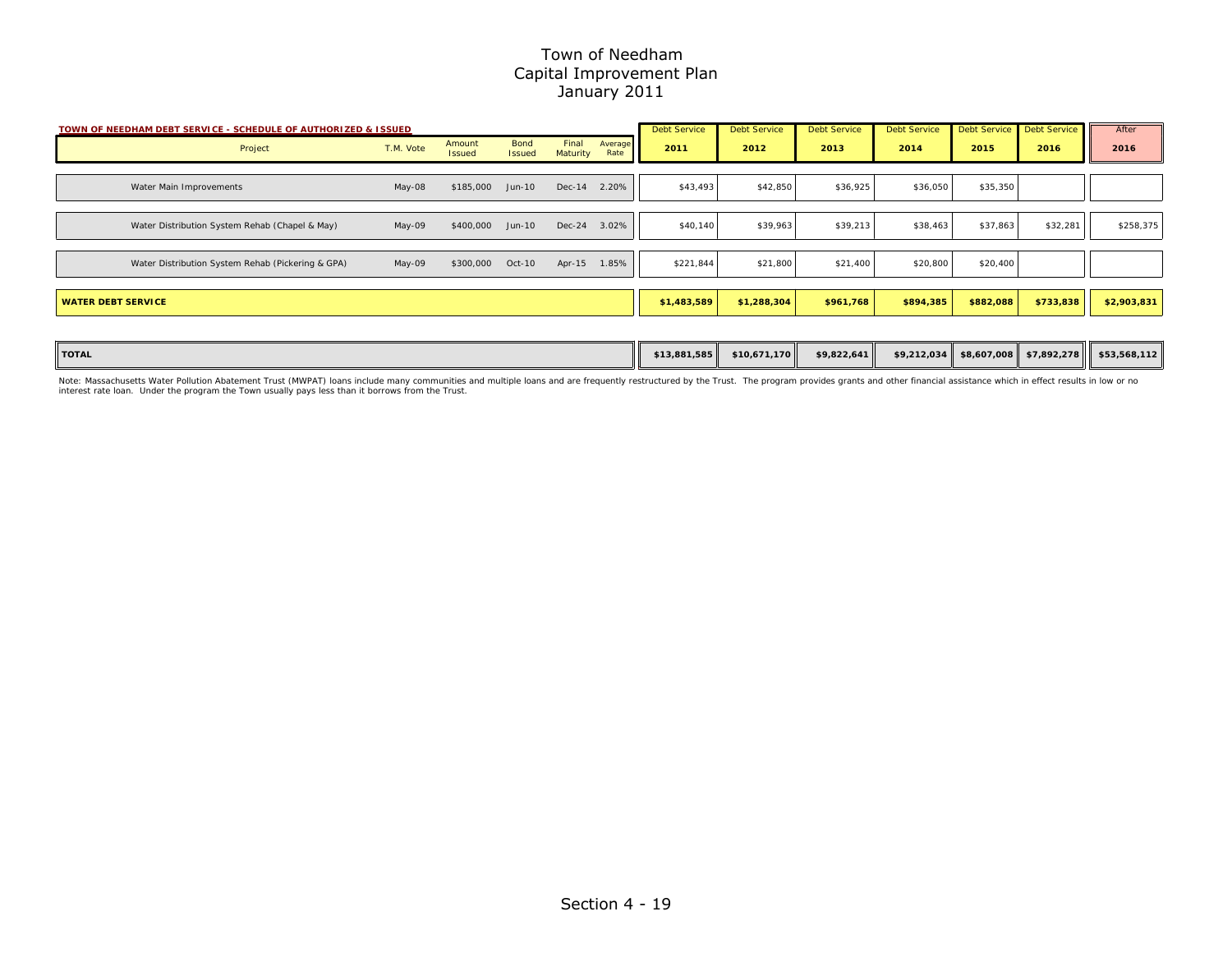# Town of Needham
## Capital Improvement Plan
### January 2011

**TOWN OF NEEDHAM DEBT SERVICE - SCHEDULE OF AUTHORIZED & ISSUED**

| Project | T.M. Vote | Amount Issued | Bond Issued | Final Maturity | Average Rate | Debt Service 2011 | Debt Service 2012 | Debt Service 2013 | Debt Service 2014 | Debt Service 2015 | Debt Service 2016 | After 2016 |
|---|---|---|---|---|---|---|---|---|---|---|---|---|
| Water Main Improvements | May-08 | $185,000 | Jun-10 | Dec-14 | 2.20% | $43,493 | $42,850 | $36,925 | $36,050 | $35,350 | | |
| Water Distribution System Rehab (Chapel & May) | May-09 | $400,000 | Jun-10 | Dec-24 | 3.02% | $40,140 | $39,963 | $39,213 | $38,463 | $37,863 | $32,281 | $258,375 |
| Water Distribution System Rehab (Pickering & GPA) | May-09 | $300,000 | Oct-10 | Apr-15 | 1.85% | $221,844 | $21,800 | $21,400 | $20,800 | $20,400 | | |
| **WATER DEBT SERVICE** | | | | | | **$1,483,589** | **$1,288,304** | **$961,768** | **$894,385** | **$882,088** | **$733,838** | **$2,903,831** |
| **TOTAL** | | | | | | **$13,881,585** | **$10,671,170** | **$9,822,641** | **$9,212,034** | **$8,607,008** | **$7,892,278** | **$53,568,112** |

Note: Massachusetts Water Pollution Abatement Trust (MWPAT) loans include many communities and multiple loans and are frequently restructured by the Trust. The program provides grants and other financial assistance which in effect results in low or no interest rate loan. Under the program the Town usually pays less than it borrows from the Trust.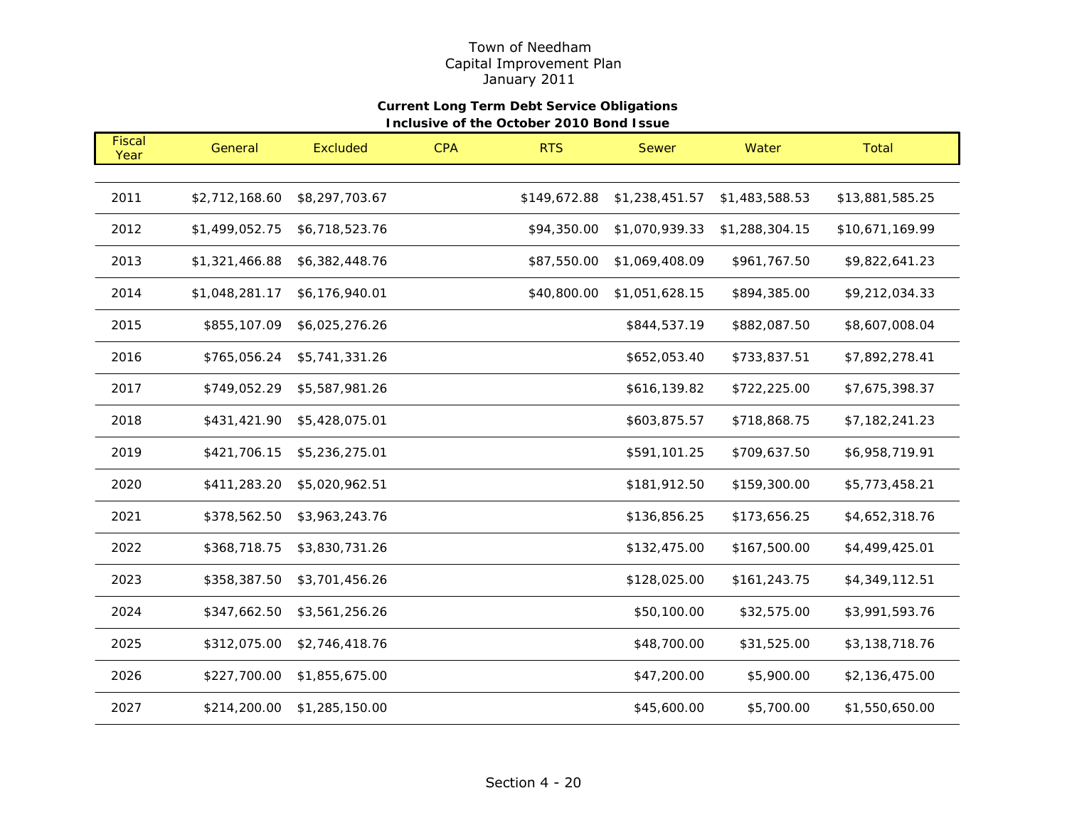Town of Needham
Capital Improvement Plan
January 2011

**Current Long Term Debt Service Obligations**
**Inclusive of the October 2010 Bond Issue**

| Fiscal Year | General | Excluded | CPA | RTS | Sewer | Water | Total |
|---|---|---|---|---|---|---|---|
| 2011 | $2,712,168.60 | $8,297,703.67 | | $149,672.88 | $1,238,451.57 | $1,483,588.53 | $13,881,585.25 |
| 2012 | $1,499,052.75 | $6,718,523.76 | | $94,350.00 | $1,070,939.33 | $1,288,304.15 | $10,671,169.99 |
| 2013 | $1,321,466.88 | $6,382,448.76 | | $87,550.00 | $1,069,408.09 | $961,767.50 | $9,822,641.23 |
| 2014 | $1,048,281.17 | $6,176,940.01 | | $40,800.00 | $1,051,628.15 | $894,385.00 | $9,212,034.33 |
| 2015 | $855,107.09 | $6,025,276.26 | | | $844,537.19 | $882,087.50 | $8,607,008.04 |
| 2016 | $765,056.24 | $5,741,331.26 | | | $652,053.40 | $733,837.51 | $7,892,278.41 |
| 2017 | $749,052.29 | $5,587,981.26 | | | $616,139.82 | $722,225.00 | $7,675,398.37 |
| 2018 | $431,421.90 | $5,428,075.01 | | | $603,875.57 | $718,868.75 | $7,182,241.23 |
| 2019 | $421,706.15 | $5,236,275.01 | | | $591,101.25 | $709,637.50 | $6,958,719.91 |
| 2020 | $411,283.20 | $5,020,962.51 | | | $181,912.50 | $159,300.00 | $5,773,458.21 |
| 2021 | $378,562.50 | $3,963,243.76 | | | $136,856.25 | $173,656.25 | $4,652,318.76 |
| 2022 | $368,718.75 | $3,830,731.26 | | | $132,475.00 | $167,500.00 | $4,499,425.01 |
| 2023 | $358,387.50 | $3,701,456.26 | | | $128,025.00 | $161,243.75 | $4,349,112.51 |
| 2024 | $347,662.50 | $3,561,256.26 | | | $50,100.00 | $32,575.00 | $3,991,593.76 |
| 2025 | $312,075.00 | $2,746,418.76 | | | $48,700.00 | $31,525.00 | $3,138,718.76 |
| 2026 | $227,700.00 | $1,855,675.00 | | | $47,200.00 | $5,900.00 | $2,136,475.00 |
| 2027 | $214,200.00 | $1,285,150.00 | | | $45,600.00 | $5,700.00 | $1,550,650.00 |

Section 4 - 20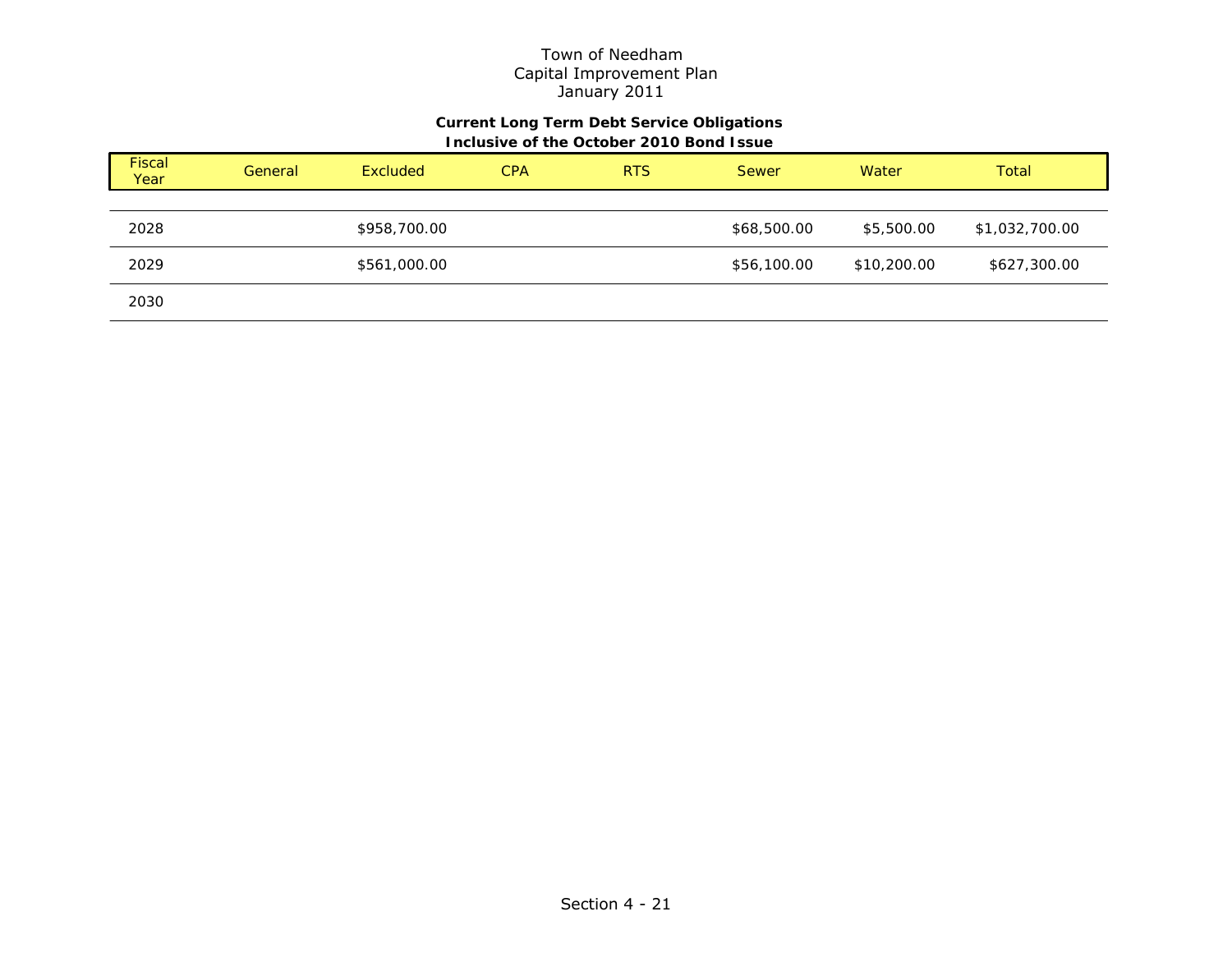Town of Needham
Capital Improvement Plan
January 2011

**Current Long Term Debt Service Obligations**
**Inclusive of the October 2010 Bond Issue**

| Fiscal Year | General | Excluded | CPA | RTS | Sewer | Water | Total |
|---|---|---|---|---|---|---|---|
| 2028 | | $958,700.00 | | | $68,500.00 | $5,500.00 | $1,032,700.00 |
| 2029 | | $561,000.00 | | | $56,100.00 | $10,200.00 | $627,300.00 |
| 2030 | | | | | | | |

Section 4 - 21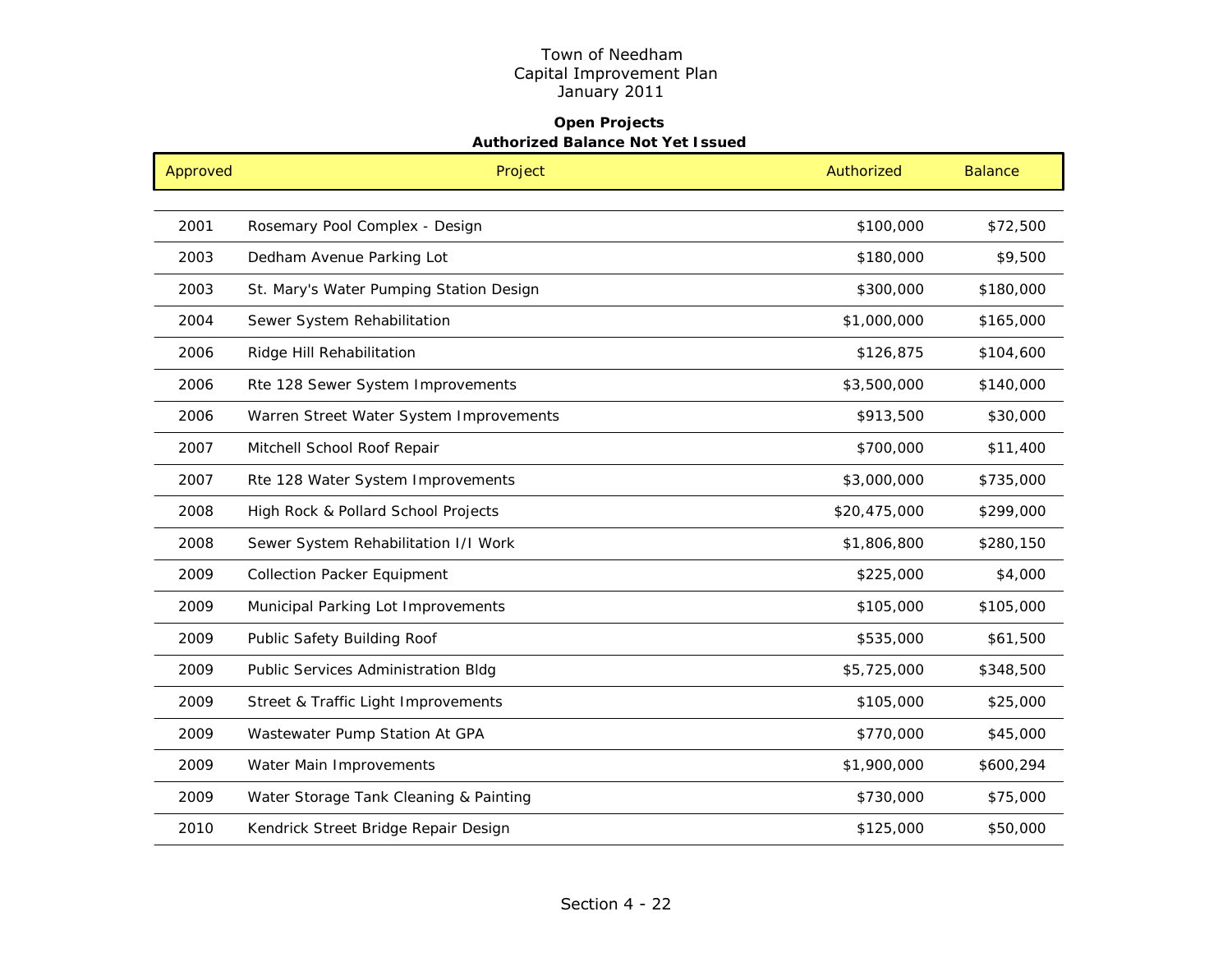# Town of Needham
## Capital Improvement Plan
### January 2011

**Open Projects**
**Authorized Balance Not Yet Issued**

| Approved | Project | Authorized | Balance |
|---|---|---|---|
| 2001 | Rosemary Pool Complex - Design | $100,000 | $72,500 |
| 2003 | Dedham Avenue Parking Lot | $180,000 | $9,500 |
| 2003 | St. Mary's Water Pumping Station Design | $300,000 | $180,000 |
| 2004 | Sewer System Rehabilitation | $1,000,000 | $165,000 |
| 2006 | Ridge Hill Rehabilitation | $126,875 | $104,600 |
| 2006 | Rte 128 Sewer System Improvements | $3,500,000 | $140,000 |
| 2006 | Warren Street Water System Improvements | $913,500 | $30,000 |
| 2007 | Mitchell School Roof Repair | $700,000 | $11,400 |
| 2007 | Rte 128 Water System Improvements | $3,000,000 | $735,000 |
| 2008 | High Rock & Pollard School Projects | $20,475,000 | $299,000 |
| 2008 | Sewer System Rehabilitation I/I Work | $1,806,800 | $280,150 |
| 2009 | Collection Packer Equipment | $225,000 | $4,000 |
| 2009 | Municipal Parking Lot Improvements | $105,000 | $105,000 |
| 2009 | Public Safety Building Roof | $535,000 | $61,500 |
| 2009 | Public Services Administration Bldg | $5,725,000 | $348,500 |
| 2009 | Street & Traffic Light Improvements | $105,000 | $25,000 |
| 2009 | Wastewater Pump Station At GPA | $770,000 | $45,000 |
| 2009 | Water Main Improvements | $1,900,000 | $600,294 |
| 2009 | Water Storage Tank Cleaning & Painting | $730,000 | $75,000 |
| 2010 | Kendrick Street Bridge Repair Design | $125,000 | $50,000 |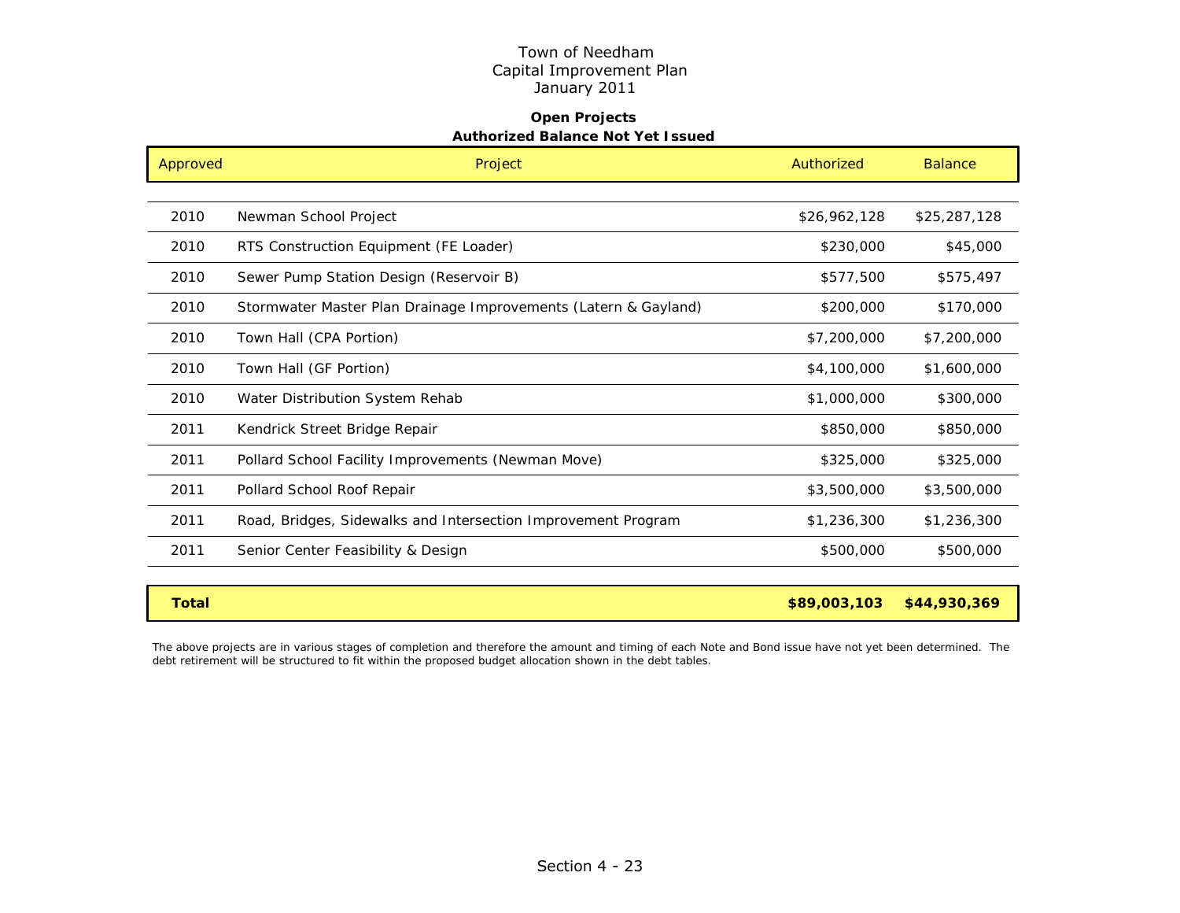# Town of Needham
## Capital Improvement Plan
## January 2011

### Open Projects
### Authorized Balance Not Yet Issued

| Approved | Project | Authorized | Balance |
|---|---|---|---|
| 2010 | Newman School Project | $26,962,128 | $25,287,128 |
| 2010 | RTS Construction Equipment (FE Loader) | $230,000 | $45,000 |
| 2010 | Sewer Pump Station Design (Reservoir B) | $577,500 | $575,497 |
| 2010 | Stormwater Master Plan Drainage Improvements (Latern & Gayland) | $200,000 | $170,000 |
| 2010 | Town Hall (CPA Portion) | $7,200,000 | $7,200,000 |
| 2010 | Town Hall (GF Portion) | $4,100,000 | $1,600,000 |
| 2010 | Water Distribution System Rehab | $1,000,000 | $300,000 |
| 2011 | Kendrick Street Bridge Repair | $850,000 | $850,000 |
| 2011 | Pollard School Facility Improvements (Newman Move) | $325,000 | $325,000 |
| 2011 | Pollard School Roof Repair | $3,500,000 | $3,500,000 |
| 2011 | Road, Bridges, Sidewalks and Intersection Improvement Program | $1,236,300 | $1,236,300 |
| 2011 | Senior Center Feasibility & Design | $500,000 | $500,000 |
| **Total** | | **$89,003,103** | **$44,930,369** |

*The above projects are in various stages of completion and therefore the amount and timing of each Note and Bond issue have not yet been determined. The debt retirement will be structured to fit within the proposed budget allocation shown in the debt tables.*